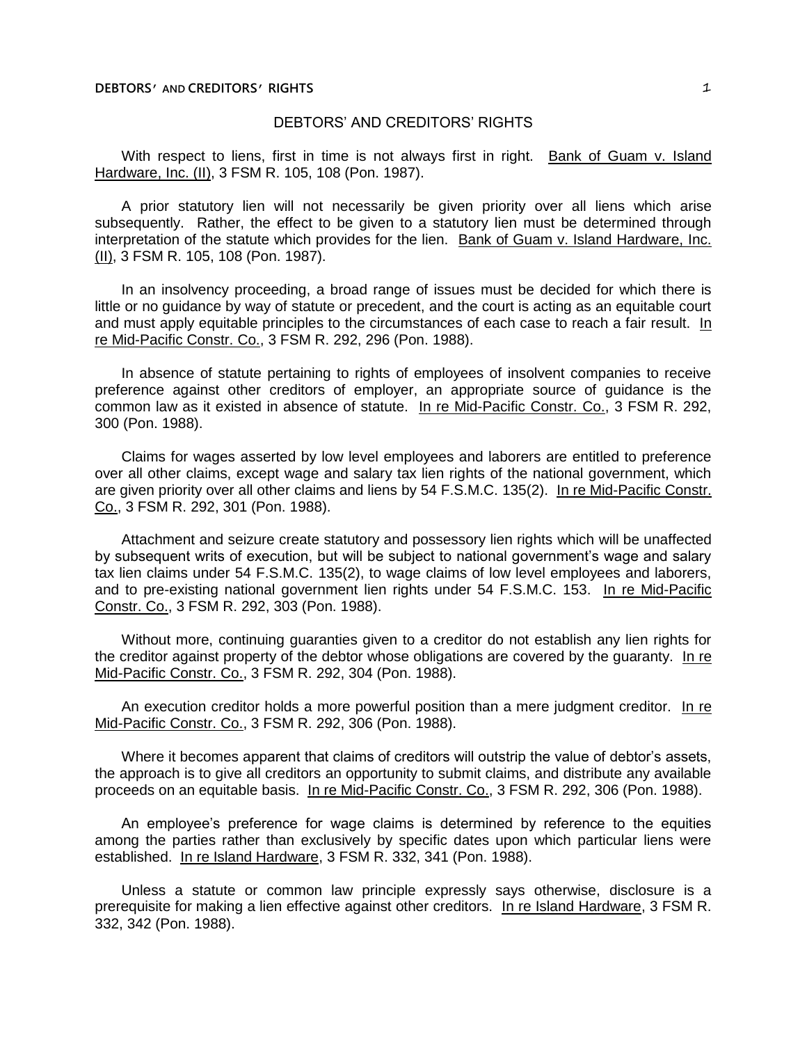# DEBTORS' AND CREDITORS' RIGHTS

With respect to liens, first in time is not always first in right. Bank of Guam v. Island Hardware, Inc. (II), 3 FSM R. 105, 108 (Pon. 1987).

A prior statutory lien will not necessarily be given priority over all liens which arise subsequently. Rather, the effect to be given to a statutory lien must be determined through interpretation of the statute which provides for the lien. Bank of Guam v. Island Hardware, Inc. (II), 3 FSM R. 105, 108 (Pon. 1987).

In an insolvency proceeding, a broad range of issues must be decided for which there is little or no guidance by way of statute or precedent, and the court is acting as an equitable court and must apply equitable principles to the circumstances of each case to reach a fair result. In re Mid-Pacific Constr. Co., 3 FSM R. 292, 296 (Pon. 1988).

In absence of statute pertaining to rights of employees of insolvent companies to receive preference against other creditors of employer, an appropriate source of guidance is the common law as it existed in absence of statute. In re Mid-Pacific Constr. Co., 3 FSM R. 292, 300 (Pon. 1988).

Claims for wages asserted by low level employees and laborers are entitled to preference over all other claims, except wage and salary tax lien rights of the national government, which are given priority over all other claims and liens by 54 F.S.M.C. 135(2). In re Mid-Pacific Constr. Co., 3 FSM R. 292, 301 (Pon. 1988).

Attachment and seizure create statutory and possessory lien rights which will be unaffected by subsequent writs of execution, but will be subject to national government's wage and salary tax lien claims under 54 F.S.M.C. 135(2), to wage claims of low level employees and laborers, and to pre-existing national government lien rights under 54 F.S.M.C. 153. In re Mid-Pacific Constr. Co., 3 FSM R. 292, 303 (Pon. 1988).

Without more, continuing guaranties given to a creditor do not establish any lien rights for the creditor against property of the debtor whose obligations are covered by the guaranty. In re Mid-Pacific Constr. Co., 3 FSM R. 292, 304 (Pon. 1988).

An execution creditor holds a more powerful position than a mere judgment creditor. In re Mid-Pacific Constr. Co., 3 FSM R. 292, 306 (Pon. 1988).

Where it becomes apparent that claims of creditors will outstrip the value of debtor's assets, the approach is to give all creditors an opportunity to submit claims, and distribute any available proceeds on an equitable basis. In re Mid-Pacific Constr. Co., 3 FSM R. 292, 306 (Pon. 1988).

An employee's preference for wage claims is determined by reference to the equities among the parties rather than exclusively by specific dates upon which particular liens were established. In re Island Hardware, 3 FSM R. 332, 341 (Pon. 1988).

Unless a statute or common law principle expressly says otherwise, disclosure is a prerequisite for making a lien effective against other creditors. In re Island Hardware, 3 FSM R. 332, 342 (Pon. 1988).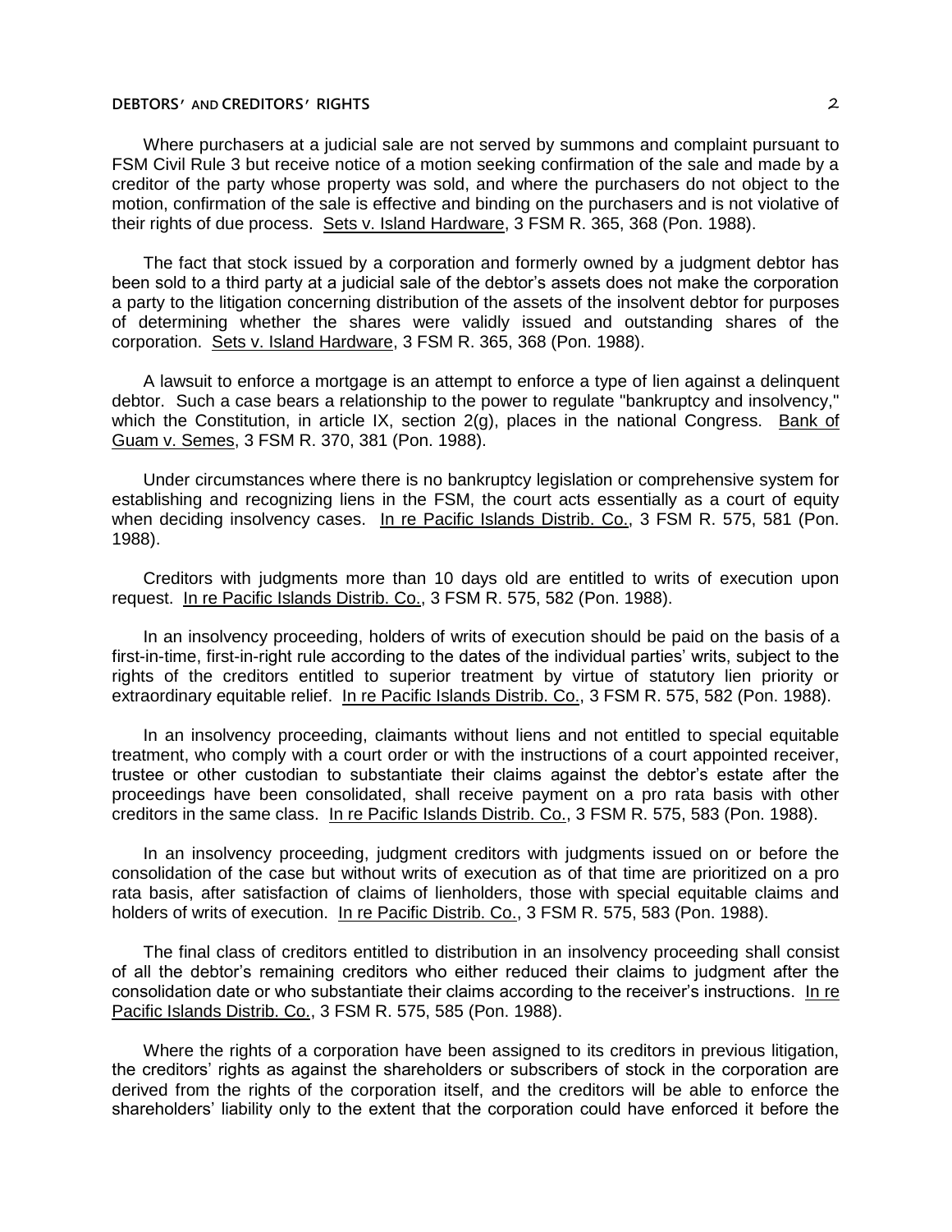Where purchasers at a judicial sale are not served by summons and complaint pursuant to FSM Civil Rule 3 but receive notice of a motion seeking confirmation of the sale and made by a creditor of the party whose property was sold, and where the purchasers do not object to the motion, confirmation of the sale is effective and binding on the purchasers and is not violative of their rights of due process. Sets v. Island Hardware, 3 FSM R. 365, 368 (Pon. 1988).

The fact that stock issued by a corporation and formerly owned by a judgment debtor has been sold to a third party at a judicial sale of the debtor's assets does not make the corporation a party to the litigation concerning distribution of the assets of the insolvent debtor for purposes of determining whether the shares were validly issued and outstanding shares of the corporation. Sets v. Island Hardware, 3 FSM R. 365, 368 (Pon. 1988).

A lawsuit to enforce a mortgage is an attempt to enforce a type of lien against a delinquent debtor. Such a case bears a relationship to the power to regulate "bankruptcy and insolvency," which the Constitution, in article IX, section 2(g), places in the national Congress. Bank of Guam v. Semes, 3 FSM R. 370, 381 (Pon. 1988).

Under circumstances where there is no bankruptcy legislation or comprehensive system for establishing and recognizing liens in the FSM, the court acts essentially as a court of equity when deciding insolvency cases. In re Pacific Islands Distrib. Co., 3 FSM R. 575, 581 (Pon. 1988).

Creditors with judgments more than 10 days old are entitled to writs of execution upon request. In re Pacific Islands Distrib. Co., 3 FSM R. 575, 582 (Pon. 1988).

In an insolvency proceeding, holders of writs of execution should be paid on the basis of a first-in-time, first-in-right rule according to the dates of the individual parties' writs, subject to the rights of the creditors entitled to superior treatment by virtue of statutory lien priority or extraordinary equitable relief. In re Pacific Islands Distrib. Co., 3 FSM R. 575, 582 (Pon. 1988).

In an insolvency proceeding, claimants without liens and not entitled to special equitable treatment, who comply with a court order or with the instructions of a court appointed receiver, trustee or other custodian to substantiate their claims against the debtor's estate after the proceedings have been consolidated, shall receive payment on a pro rata basis with other creditors in the same class. In re Pacific Islands Distrib. Co., 3 FSM R. 575, 583 (Pon. 1988).

In an insolvency proceeding, judgment creditors with judgments issued on or before the consolidation of the case but without writs of execution as of that time are prioritized on a pro rata basis, after satisfaction of claims of lienholders, those with special equitable claims and holders of writs of execution. In re Pacific Distrib. Co., 3 FSM R. 575, 583 (Pon. 1988).

The final class of creditors entitled to distribution in an insolvency proceeding shall consist of all the debtor's remaining creditors who either reduced their claims to judgment after the consolidation date or who substantiate their claims according to the receiver's instructions. In re Pacific Islands Distrib. Co., 3 FSM R. 575, 585 (Pon. 1988).

Where the rights of a corporation have been assigned to its creditors in previous litigation, the creditors' rights as against the shareholders or subscribers of stock in the corporation are derived from the rights of the corporation itself, and the creditors will be able to enforce the shareholders' liability only to the extent that the corporation could have enforced it before the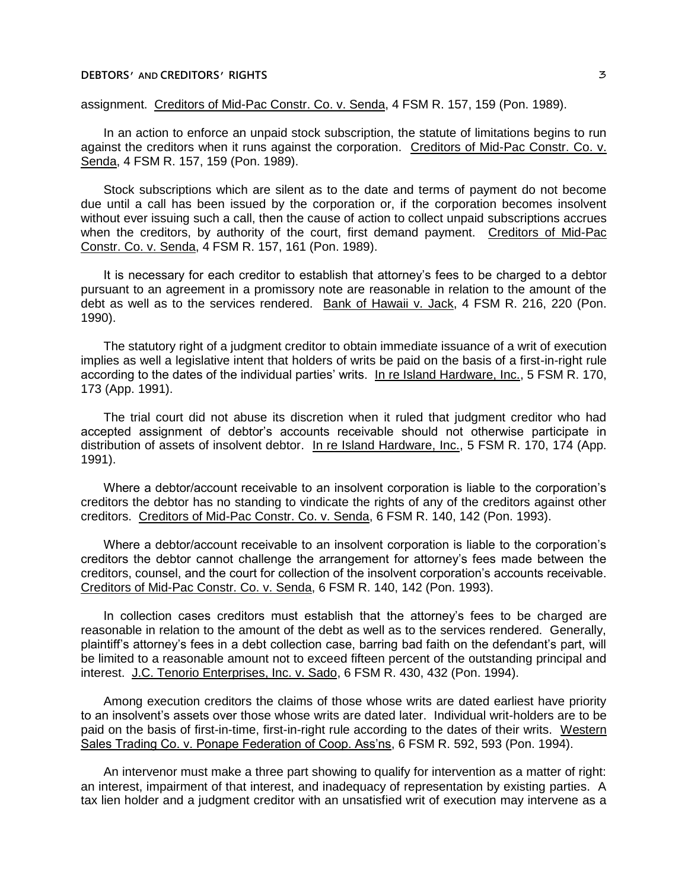assignment. Creditors of Mid-Pac Constr. Co. v. Senda, 4 FSM R. 157, 159 (Pon. 1989).

In an action to enforce an unpaid stock subscription, the statute of limitations begins to run against the creditors when it runs against the corporation. Creditors of Mid-Pac Constr. Co. v. Senda, 4 FSM R. 157, 159 (Pon. 1989).

Stock subscriptions which are silent as to the date and terms of payment do not become due until a call has been issued by the corporation or, if the corporation becomes insolvent without ever issuing such a call, then the cause of action to collect unpaid subscriptions accrues when the creditors, by authority of the court, first demand payment. Creditors of Mid-Pac Constr. Co. v. Senda, 4 FSM R. 157, 161 (Pon. 1989).

It is necessary for each creditor to establish that attorney's fees to be charged to a debtor pursuant to an agreement in a promissory note are reasonable in relation to the amount of the debt as well as to the services rendered. Bank of Hawaii v. Jack, 4 FSM R. 216, 220 (Pon. 1990).

The statutory right of a judgment creditor to obtain immediate issuance of a writ of execution implies as well a legislative intent that holders of writs be paid on the basis of a first-in-right rule according to the dates of the individual parties' writs. In re Island Hardware, Inc., 5 FSM R. 170, 173 (App. 1991).

The trial court did not abuse its discretion when it ruled that judgment creditor who had accepted assignment of debtor's accounts receivable should not otherwise participate in distribution of assets of insolvent debtor. In re Island Hardware, Inc., 5 FSM R. 170, 174 (App. 1991).

Where a debtor/account receivable to an insolvent corporation is liable to the corporation's creditors the debtor has no standing to vindicate the rights of any of the creditors against other creditors. Creditors of Mid-Pac Constr. Co. v. Senda, 6 FSM R. 140, 142 (Pon. 1993).

Where a debtor/account receivable to an insolvent corporation is liable to the corporation's creditors the debtor cannot challenge the arrangement for attorney's fees made between the creditors, counsel, and the court for collection of the insolvent corporation's accounts receivable. Creditors of Mid-Pac Constr. Co. v. Senda, 6 FSM R. 140, 142 (Pon. 1993).

In collection cases creditors must establish that the attorney's fees to be charged are reasonable in relation to the amount of the debt as well as to the services rendered. Generally, plaintiff's attorney's fees in a debt collection case, barring bad faith on the defendant's part, will be limited to a reasonable amount not to exceed fifteen percent of the outstanding principal and interest. J.C. Tenorio Enterprises, Inc. v. Sado, 6 FSM R. 430, 432 (Pon. 1994).

Among execution creditors the claims of those whose writs are dated earliest have priority to an insolvent's assets over those whose writs are dated later. Individual writ-holders are to be paid on the basis of first-in-time, first-in-right rule according to the dates of their writs. Western Sales Trading Co. v. Ponape Federation of Coop. Ass'ns, 6 FSM R. 592, 593 (Pon. 1994).

An intervenor must make a three part showing to qualify for intervention as a matter of right: an interest, impairment of that interest, and inadequacy of representation by existing parties. A tax lien holder and a judgment creditor with an unsatisfied writ of execution may intervene as a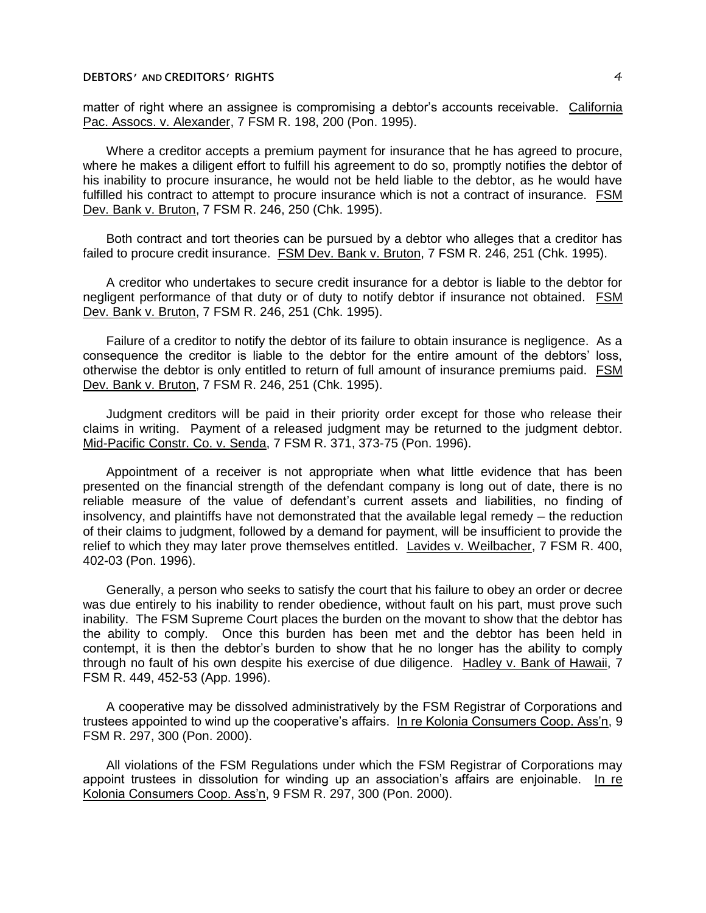matter of right where an assignee is compromising a debtor's accounts receivable. California Pac. Assocs. v. Alexander, 7 FSM R. 198, 200 (Pon. 1995).

Where a creditor accepts a premium payment for insurance that he has agreed to procure, where he makes a diligent effort to fulfill his agreement to do so, promptly notifies the debtor of his inability to procure insurance, he would not be held liable to the debtor, as he would have fulfilled his contract to attempt to procure insurance which is not a contract of insurance. FSM Dev. Bank v. Bruton, 7 FSM R. 246, 250 (Chk. 1995).

Both contract and tort theories can be pursued by a debtor who alleges that a creditor has failed to procure credit insurance. FSM Dev. Bank v. Bruton, 7 FSM R. 246, 251 (Chk. 1995).

A creditor who undertakes to secure credit insurance for a debtor is liable to the debtor for negligent performance of that duty or of duty to notify debtor if insurance not obtained. FSM Dev. Bank v. Bruton, 7 FSM R. 246, 251 (Chk. 1995).

Failure of a creditor to notify the debtor of its failure to obtain insurance is negligence. As a consequence the creditor is liable to the debtor for the entire amount of the debtors' loss, otherwise the debtor is only entitled to return of full amount of insurance premiums paid. FSM Dev. Bank v. Bruton, 7 FSM R. 246, 251 (Chk. 1995).

Judgment creditors will be paid in their priority order except for those who release their claims in writing. Payment of a released judgment may be returned to the judgment debtor. Mid-Pacific Constr. Co. v. Senda, 7 FSM R. 371, 373-75 (Pon. 1996).

Appointment of a receiver is not appropriate when what little evidence that has been presented on the financial strength of the defendant company is long out of date, there is no reliable measure of the value of defendant's current assets and liabilities, no finding of insolvency, and plaintiffs have not demonstrated that the available legal remedy – the reduction of their claims to judgment, followed by a demand for payment, will be insufficient to provide the relief to which they may later prove themselves entitled. Lavides v. Weilbacher, 7 FSM R. 400, 402-03 (Pon. 1996).

Generally, a person who seeks to satisfy the court that his failure to obey an order or decree was due entirely to his inability to render obedience, without fault on his part, must prove such inability. The FSM Supreme Court places the burden on the movant to show that the debtor has the ability to comply. Once this burden has been met and the debtor has been held in contempt, it is then the debtor's burden to show that he no longer has the ability to comply through no fault of his own despite his exercise of due diligence. Hadley v. Bank of Hawaii, 7 FSM R. 449, 452-53 (App. 1996).

A cooperative may be dissolved administratively by the FSM Registrar of Corporations and trustees appointed to wind up the cooperative's affairs. In re Kolonia Consumers Coop. Ass'n, 9 FSM R. 297, 300 (Pon. 2000).

All violations of the FSM Regulations under which the FSM Registrar of Corporations may appoint trustees in dissolution for winding up an association's affairs are enjoinable. In re Kolonia Consumers Coop. Ass'n, 9 FSM R. 297, 300 (Pon. 2000).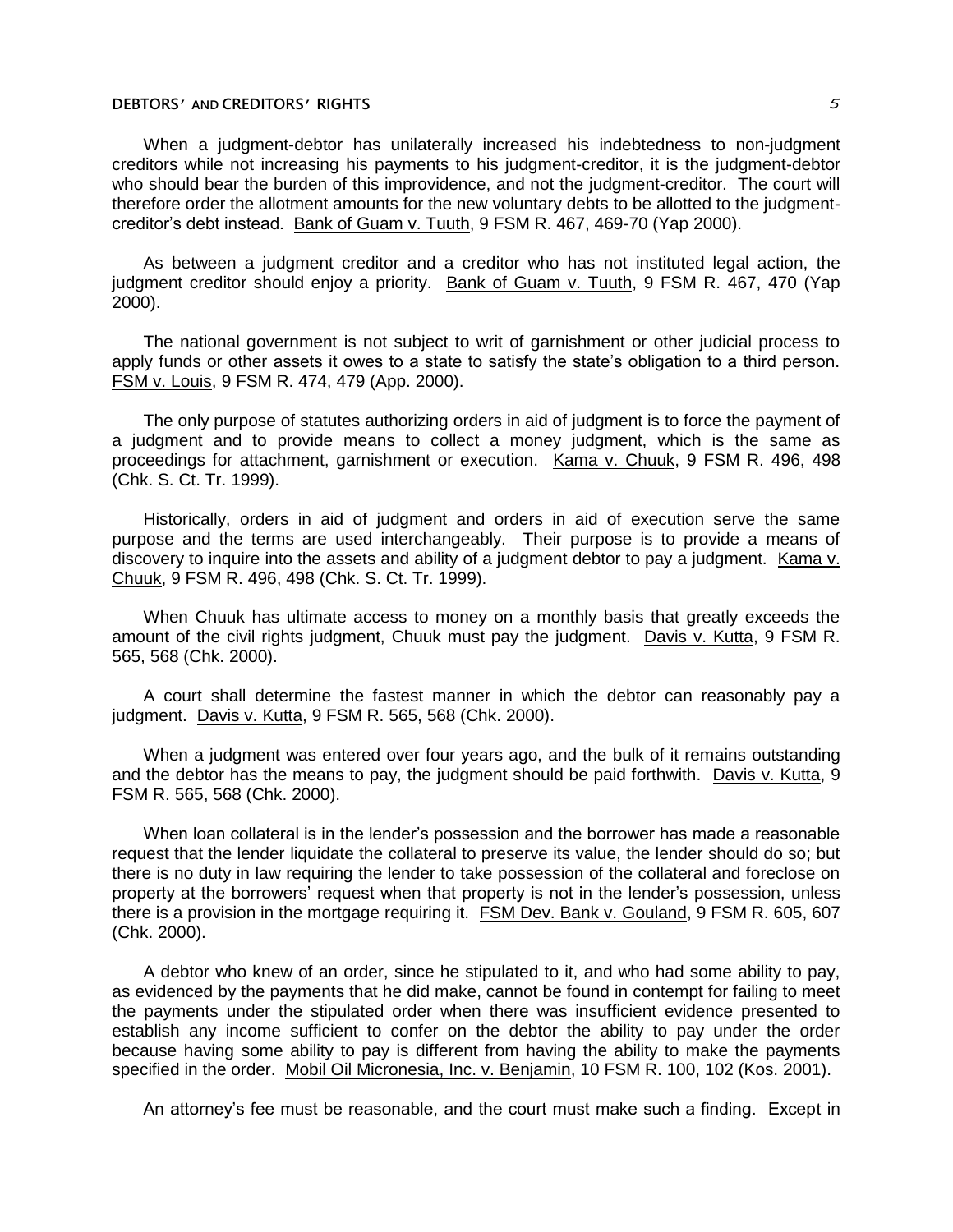When a judgment-debtor has unilaterally increased his indebtedness to non-judgment creditors while not increasing his payments to his judgment-creditor, it is the judgment-debtor who should bear the burden of this improvidence, and not the judgment-creditor. The court will therefore order the allotment amounts for the new voluntary debts to be allotted to the judgment-creditor's debt instead. Bank of Guam v. Tuuth, 9 FSM R. 467, 469-70 (Yap 2000).

As between a judgment creditor and a creditor who has not instituted legal action, the judgment creditor should enjoy a priority. Bank of Guam v. Tuuth, 9 FSM R. 467, 470 (Yap 2000).

The national government is not subject to writ of garnishment or other judicial process to apply funds or other assets it owes to a state to satisfy the state's obligation to a third person. FSM v. Louis, 9 FSM R. 474, 479 (App. 2000).

The only purpose of statutes authorizing orders in aid of judgment is to force the payment of a judgment and to provide means to collect a money judgment, which is the same as proceedings for attachment, garnishment or execution. Kama v. Chuuk, 9 FSM R. 496, 498 (Chk. S. Ct. Tr. 1999).

Historically, orders in aid of judgment and orders in aid of execution serve the same purpose and the terms are used interchangeably. Their purpose is to provide a means of discovery to inquire into the assets and ability of a judgment debtor to pay a judgment. Kama v. Chuuk, 9 FSM R. 496, 498 (Chk. S. Ct. Tr. 1999).

When Chuuk has ultimate access to money on a monthly basis that greatly exceeds the amount of the civil rights judgment, Chuuk must pay the judgment. Davis v. Kutta, 9 FSM R. 565, 568 (Chk. 2000).

A court shall determine the fastest manner in which the debtor can reasonably pay a judgment. Davis v. Kutta, 9 FSM R. 565, 568 (Chk. 2000).

When a judgment was entered over four years ago, and the bulk of it remains outstanding and the debtor has the means to pay, the judgment should be paid forthwith. Davis v. Kutta, 9 FSM R. 565, 568 (Chk. 2000).

When loan collateral is in the lender's possession and the borrower has made a reasonable request that the lender liquidate the collateral to preserve its value, the lender should do so; but there is no duty in law requiring the lender to take possession of the collateral and foreclose on property at the borrowers' request when that property is not in the lender's possession, unless there is a provision in the mortgage requiring it. FSM Dev. Bank v. Gouland, 9 FSM R. 605, 607 (Chk. 2000).

A debtor who knew of an order, since he stipulated to it, and who had some ability to pay, as evidenced by the payments that he did make, cannot be found in contempt for failing to meet the payments under the stipulated order when there was insufficient evidence presented to establish any income sufficient to confer on the debtor the ability to pay under the order because having some ability to pay is different from having the ability to make the payments specified in the order. Mobil Oil Micronesia, Inc. v. Benjamin, 10 FSM R. 100, 102 (Kos. 2001).

An attorney's fee must be reasonable, and the court must make such a finding. Except in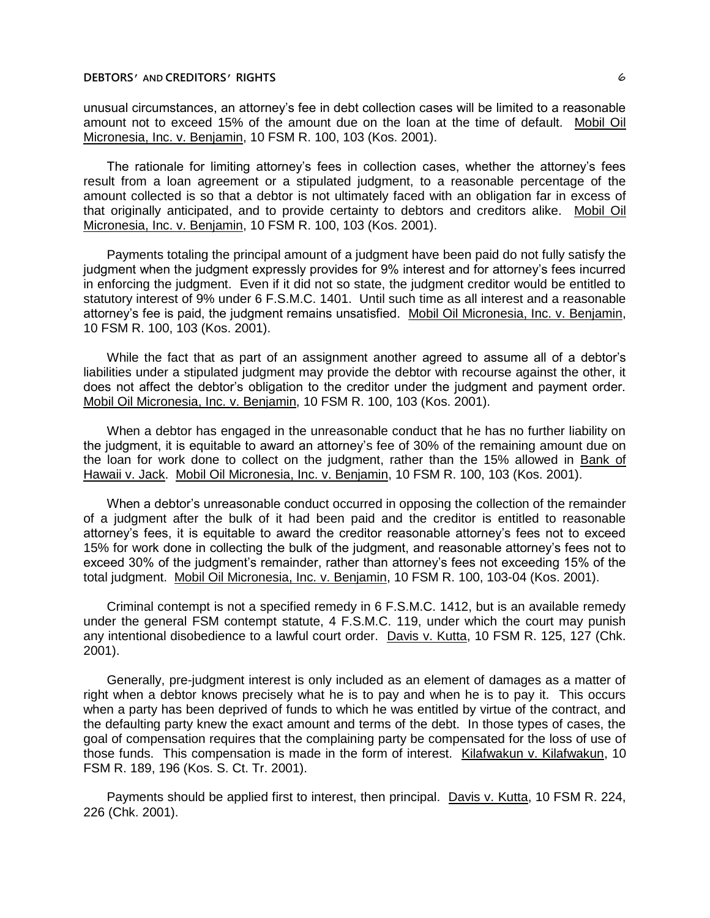unusual circumstances, an attorney's fee in debt collection cases will be limited to a reasonable amount not to exceed 15% of the amount due on the loan at the time of default. Mobil Oil Micronesia, Inc. v. Benjamin, 10 FSM R. 100, 103 (Kos. 2001).

The rationale for limiting attorney's fees in collection cases, whether the attorney's fees result from a loan agreement or a stipulated judgment, to a reasonable percentage of the amount collected is so that a debtor is not ultimately faced with an obligation far in excess of that originally anticipated, and to provide certainty to debtors and creditors alike. Mobil Oil Micronesia, Inc. v. Benjamin, 10 FSM R. 100, 103 (Kos. 2001).

Payments totaling the principal amount of a judgment have been paid do not fully satisfy the judgment when the judgment expressly provides for 9% interest and for attorney's fees incurred in enforcing the judgment. Even if it did not so state, the judgment creditor would be entitled to statutory interest of 9% under 6 F.S.M.C. 1401. Until such time as all interest and a reasonable attorney's fee is paid, the judgment remains unsatisfied. Mobil Oil Micronesia, Inc. v. Benjamin, 10 FSM R. 100, 103 (Kos. 2001).

While the fact that as part of an assignment another agreed to assume all of a debtor's liabilities under a stipulated judgment may provide the debtor with recourse against the other, it does not affect the debtor's obligation to the creditor under the judgment and payment order. Mobil Oil Micronesia, Inc. v. Benjamin, 10 FSM R. 100, 103 (Kos. 2001).

When a debtor has engaged in the unreasonable conduct that he has no further liability on the judgment, it is equitable to award an attorney's fee of 30% of the remaining amount due on the loan for work done to collect on the judgment, rather than the 15% allowed in Bank of Hawaii v. Jack. Mobil Oil Micronesia, Inc. v. Benjamin, 10 FSM R. 100, 103 (Kos. 2001).

When a debtor's unreasonable conduct occurred in opposing the collection of the remainder of a judgment after the bulk of it had been paid and the creditor is entitled to reasonable attorney's fees, it is equitable to award the creditor reasonable attorney's fees not to exceed 15% for work done in collecting the bulk of the judgment, and reasonable attorney's fees not to exceed 30% of the judgment's remainder, rather than attorney's fees not exceeding 15% of the total judgment. Mobil Oil Micronesia, Inc. v. Benjamin, 10 FSM R. 100, 103-04 (Kos. 2001).

Criminal contempt is not a specified remedy in 6 F.S.M.C. 1412, but is an available remedy under the general FSM contempt statute, 4 F.S.M.C. 119, under which the court may punish any intentional disobedience to a lawful court order. Davis v. Kutta, 10 FSM R. 125, 127 (Chk. 2001).

Generally, pre-judgment interest is only included as an element of damages as a matter of right when a debtor knows precisely what he is to pay and when he is to pay it. This occurs when a party has been deprived of funds to which he was entitled by virtue of the contract, and the defaulting party knew the exact amount and terms of the debt. In those types of cases, the goal of compensation requires that the complaining party be compensated for the loss of use of those funds. This compensation is made in the form of interest. Kilafwakun v. Kilafwakun, 10 FSM R. 189, 196 (Kos. S. Ct. Tr. 2001).

Payments should be applied first to interest, then principal. Davis v. Kutta, 10 FSM R. 224, 226 (Chk. 2001).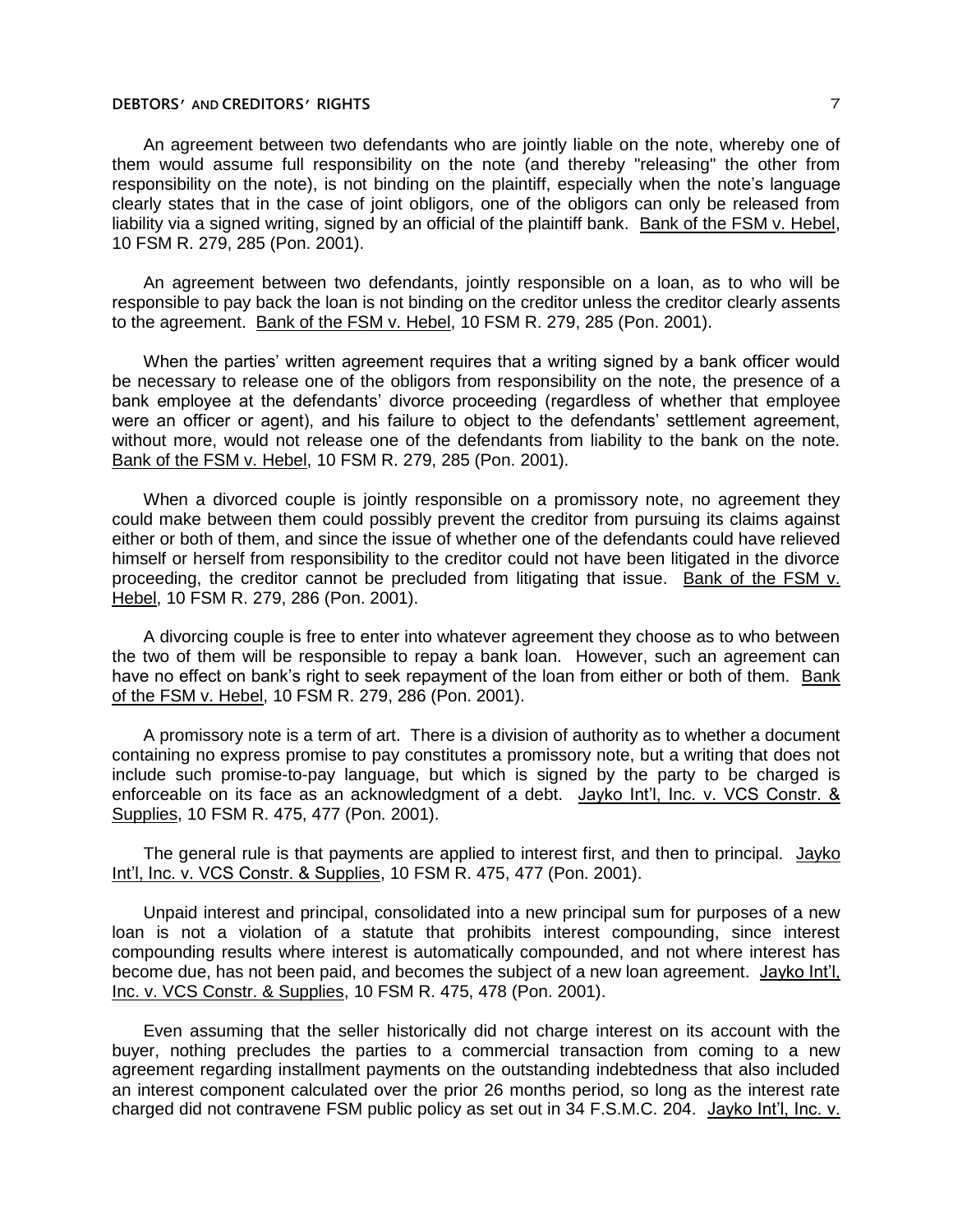An agreement between two defendants who are jointly liable on the note, whereby one of them would assume full responsibility on the note (and thereby "releasing" the other from responsibility on the note), is not binding on the plaintiff, especially when the note's language clearly states that in the case of joint obligors, one of the obligors can only be released from liability via a signed writing, signed by an official of the plaintiff bank. Bank of the FSM v. Hebel, 10 FSM R. 279, 285 (Pon. 2001).

An agreement between two defendants, jointly responsible on a loan, as to who will be responsible to pay back the loan is not binding on the creditor unless the creditor clearly assents to the agreement. Bank of the FSM v. Hebel, 10 FSM R. 279, 285 (Pon. 2001).

When the parties' written agreement requires that a writing signed by a bank officer would be necessary to release one of the obligors from responsibility on the note, the presence of a bank employee at the defendants' divorce proceeding (regardless of whether that employee were an officer or agent), and his failure to object to the defendants' settlement agreement, without more, would not release one of the defendants from liability to the bank on the note. Bank of the FSM v. Hebel, 10 FSM R. 279, 285 (Pon. 2001).

When a divorced couple is jointly responsible on a promissory note, no agreement they could make between them could possibly prevent the creditor from pursuing its claims against either or both of them, and since the issue of whether one of the defendants could have relieved himself or herself from responsibility to the creditor could not have been litigated in the divorce proceeding, the creditor cannot be precluded from litigating that issue. Bank of the FSM v. Hebel, 10 FSM R. 279, 286 (Pon. 2001).

A divorcing couple is free to enter into whatever agreement they choose as to who between the two of them will be responsible to repay a bank loan. However, such an agreement can have no effect on bank's right to seek repayment of the loan from either or both of them. Bank of the FSM v. Hebel, 10 FSM R. 279, 286 (Pon. 2001).

A promissory note is a term of art. There is a division of authority as to whether a document containing no express promise to pay constitutes a promissory note, but a writing that does not include such promise-to-pay language, but which is signed by the party to be charged is enforceable on its face as an acknowledgment of a debt. Jayko Int'l, Inc. v. VCS Constr. & Supplies, 10 FSM R. 475, 477 (Pon. 2001).

The general rule is that payments are applied to interest first, and then to principal. Jayko Int'l, Inc. v. VCS Constr. & Supplies, 10 FSM R. 475, 477 (Pon. 2001).

Unpaid interest and principal, consolidated into a new principal sum for purposes of a new loan is not a violation of a statute that prohibits interest compounding, since interest compounding results where interest is automatically compounded, and not where interest has become due, has not been paid, and becomes the subject of a new loan agreement. Jayko Int'l, Inc. v. VCS Constr. & Supplies, 10 FSM R. 475, 478 (Pon. 2001).

Even assuming that the seller historically did not charge interest on its account with the buyer, nothing precludes the parties to a commercial transaction from coming to a new agreement regarding installment payments on the outstanding indebtedness that also included an interest component calculated over the prior 26 months period, so long as the interest rate charged did not contravene FSM public policy as set out in 34 F.S.M.C. 204. Jayko Int'l, Inc. v.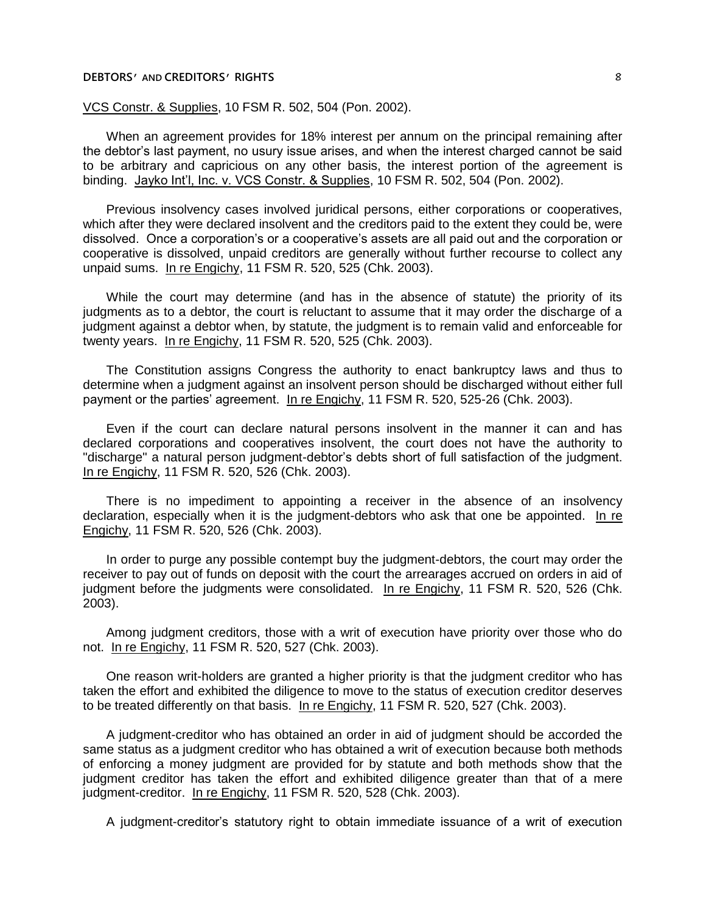VCS Constr. & Supplies, 10 FSM R. 502, 504 (Pon. 2002).

When an agreement provides for 18% interest per annum on the principal remaining after the debtor's last payment, no usury issue arises, and when the interest charged cannot be said to be arbitrary and capricious on any other basis, the interest portion of the agreement is binding. Jayko Int'l, Inc. v. VCS Constr. & Supplies, 10 FSM R. 502, 504 (Pon. 2002).

Previous insolvency cases involved juridical persons, either corporations or cooperatives, which after they were declared insolvent and the creditors paid to the extent they could be, were dissolved. Once a corporation's or a cooperative's assets are all paid out and the corporation or cooperative is dissolved, unpaid creditors are generally without further recourse to collect any unpaid sums. In re Engichy, 11 FSM R. 520, 525 (Chk. 2003).

While the court may determine (and has in the absence of statute) the priority of its judgments as to a debtor, the court is reluctant to assume that it may order the discharge of a judgment against a debtor when, by statute, the judgment is to remain valid and enforceable for twenty years. In re Engichy, 11 FSM R. 520, 525 (Chk. 2003).

The Constitution assigns Congress the authority to enact bankruptcy laws and thus to determine when a judgment against an insolvent person should be discharged without either full payment or the parties' agreement. In re Engichy, 11 FSM R. 520, 525-26 (Chk. 2003).

Even if the court can declare natural persons insolvent in the manner it can and has declared corporations and cooperatives insolvent, the court does not have the authority to "discharge" a natural person judgment-debtor's debts short of full satisfaction of the judgment. In re Engichy, 11 FSM R. 520, 526 (Chk. 2003).

There is no impediment to appointing a receiver in the absence of an insolvency declaration, especially when it is the judgment-debtors who ask that one be appointed. In re Engichy, 11 FSM R. 520, 526 (Chk. 2003).

In order to purge any possible contempt buy the judgment-debtors, the court may order the receiver to pay out of funds on deposit with the court the arrearages accrued on orders in aid of judgment before the judgments were consolidated. In re Engichy, 11 FSM R. 520, 526 (Chk. 2003).

Among judgment creditors, those with a writ of execution have priority over those who do not. In re Engichy, 11 FSM R. 520, 527 (Chk. 2003).

One reason writ-holders are granted a higher priority is that the judgment creditor who has taken the effort and exhibited the diligence to move to the status of execution creditor deserves to be treated differently on that basis. In re Engichy, 11 FSM R. 520, 527 (Chk. 2003).

A judgment-creditor who has obtained an order in aid of judgment should be accorded the same status as a judgment creditor who has obtained a writ of execution because both methods of enforcing a money judgment are provided for by statute and both methods show that the judgment creditor has taken the effort and exhibited diligence greater than that of a mere judgment-creditor. In re Engichy, 11 FSM R. 520, 528 (Chk. 2003).

A judgment-creditor's statutory right to obtain immediate issuance of a writ of execution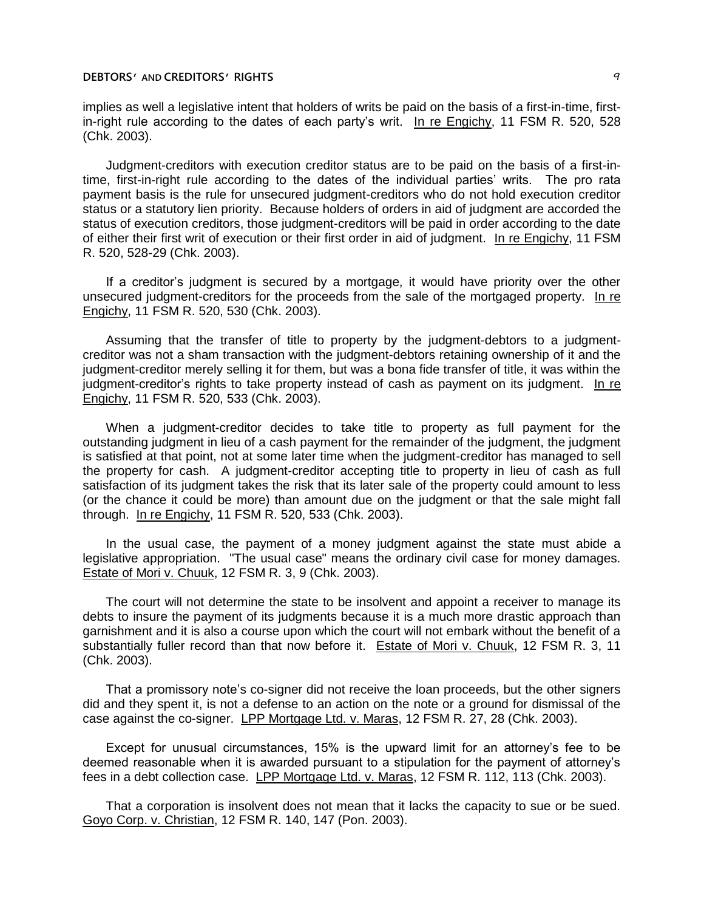implies as well a legislative intent that holders of writs be paid on the basis of a first-in-time, first-in-right rule according to the dates of each party's writ. In re Engichy, 11 FSM R. 520, 528 (Chk. 2003).

Judgment-creditors with execution creditor status are to be paid on the basis of a first-in-time, first-in-right rule according to the dates of the individual parties' writs. The pro rata payment basis is the rule for unsecured judgment-creditors who do not hold execution creditor status or a statutory lien priority. Because holders of orders in aid of judgment are accorded the status of execution creditors, those judgment-creditors will be paid in order according to the date of either their first writ of execution or their first order in aid of judgment. In re Engichy, 11 FSM R. 520, 528-29 (Chk. 2003).

If a creditor's judgment is secured by a mortgage, it would have priority over the other unsecured judgment-creditors for the proceeds from the sale of the mortgaged property. In re Engichy, 11 FSM R. 520, 530 (Chk. 2003).

Assuming that the transfer of title to property by the judgment-debtors to a judgment-creditor was not a sham transaction with the judgment-debtors retaining ownership of it and the judgment-creditor merely selling it for them, but was a bona fide transfer of title, it was within the judgment-creditor's rights to take property instead of cash as payment on its judgment. In re Engichy, 11 FSM R. 520, 533 (Chk. 2003).

When a judgment-creditor decides to take title to property as full payment for the outstanding judgment in lieu of a cash payment for the remainder of the judgment, the judgment is satisfied at that point, not at some later time when the judgment-creditor has managed to sell the property for cash. A judgment-creditor accepting title to property in lieu of cash as full satisfaction of its judgment takes the risk that its later sale of the property could amount to less (or the chance it could be more) than amount due on the judgment or that the sale might fall through. In re Engichy, 11 FSM R. 520, 533 (Chk. 2003).

In the usual case, the payment of a money judgment against the state must abide a legislative appropriation. "The usual case" means the ordinary civil case for money damages. Estate of Mori v. Chuuk, 12 FSM R. 3, 9 (Chk. 2003).

The court will not determine the state to be insolvent and appoint a receiver to manage its debts to insure the payment of its judgments because it is a much more drastic approach than garnishment and it is also a course upon which the court will not embark without the benefit of a substantially fuller record than that now before it. Estate of Mori v. Chuuk, 12 FSM R. 3, 11 (Chk. 2003).

That a promissory note's co-signer did not receive the loan proceeds, but the other signers did and they spent it, is not a defense to an action on the note or a ground for dismissal of the case against the co-signer. LPP Mortgage Ltd. v. Maras, 12 FSM R. 27, 28 (Chk. 2003).

Except for unusual circumstances, 15% is the upward limit for an attorney's fee to be deemed reasonable when it is awarded pursuant to a stipulation for the payment of attorney's fees in a debt collection case. LPP Mortgage Ltd. v. Maras, 12 FSM R. 112, 113 (Chk. 2003).

That a corporation is insolvent does not mean that it lacks the capacity to sue or be sued. Goyo Corp. v. Christian, 12 FSM R. 140, 147 (Pon. 2003).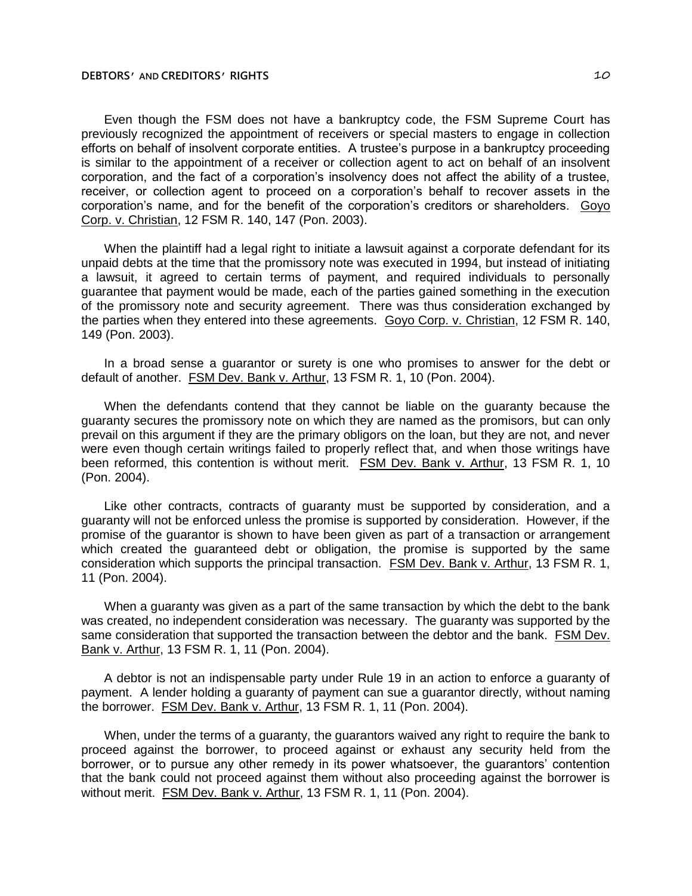Even though the FSM does not have a bankruptcy code, the FSM Supreme Court has previously recognized the appointment of receivers or special masters to engage in collection efforts on behalf of insolvent corporate entities. A trustee's purpose in a bankruptcy proceeding is similar to the appointment of a receiver or collection agent to act on behalf of an insolvent corporation, and the fact of a corporation's insolvency does not affect the ability of a trustee, receiver, or collection agent to proceed on a corporation's behalf to recover assets in the corporation's name, and for the benefit of the corporation's creditors or shareholders. Goyo Corp. v. Christian, 12 FSM R. 140, 147 (Pon. 2003).

When the plaintiff had a legal right to initiate a lawsuit against a corporate defendant for its unpaid debts at the time that the promissory note was executed in 1994, but instead of initiating a lawsuit, it agreed to certain terms of payment, and required individuals to personally guarantee that payment would be made, each of the parties gained something in the execution of the promissory note and security agreement. There was thus consideration exchanged by the parties when they entered into these agreements. Goyo Corp. v. Christian, 12 FSM R. 140, 149 (Pon. 2003).

In a broad sense a guarantor or surety is one who promises to answer for the debt or default of another. FSM Dev. Bank v. Arthur, 13 FSM R. 1, 10 (Pon. 2004).

When the defendants contend that they cannot be liable on the guaranty because the guaranty secures the promissory note on which they are named as the promisors, but can only prevail on this argument if they are the primary obligors on the loan, but they are not, and never were even though certain writings failed to properly reflect that, and when those writings have been reformed, this contention is without merit. FSM Dev. Bank v. Arthur, 13 FSM R. 1, 10 (Pon. 2004).

Like other contracts, contracts of guaranty must be supported by consideration, and a guaranty will not be enforced unless the promise is supported by consideration. However, if the promise of the guarantor is shown to have been given as part of a transaction or arrangement which created the guaranteed debt or obligation, the promise is supported by the same consideration which supports the principal transaction. FSM Dev. Bank v. Arthur, 13 FSM R. 1, 11 (Pon. 2004).

When a guaranty was given as a part of the same transaction by which the debt to the bank was created, no independent consideration was necessary. The guaranty was supported by the same consideration that supported the transaction between the debtor and the bank. FSM Dev. Bank v. Arthur, 13 FSM R. 1, 11 (Pon. 2004).

A debtor is not an indispensable party under Rule 19 in an action to enforce a guaranty of payment. A lender holding a guaranty of payment can sue a guarantor directly, without naming the borrower. FSM Dev. Bank v. Arthur, 13 FSM R. 1, 11 (Pon. 2004).

When, under the terms of a guaranty, the guarantors waived any right to require the bank to proceed against the borrower, to proceed against or exhaust any security held from the borrower, or to pursue any other remedy in its power whatsoever, the guarantors' contention that the bank could not proceed against them without also proceeding against the borrower is without merit. FSM Dev. Bank v. Arthur, 13 FSM R. 1, 11 (Pon. 2004).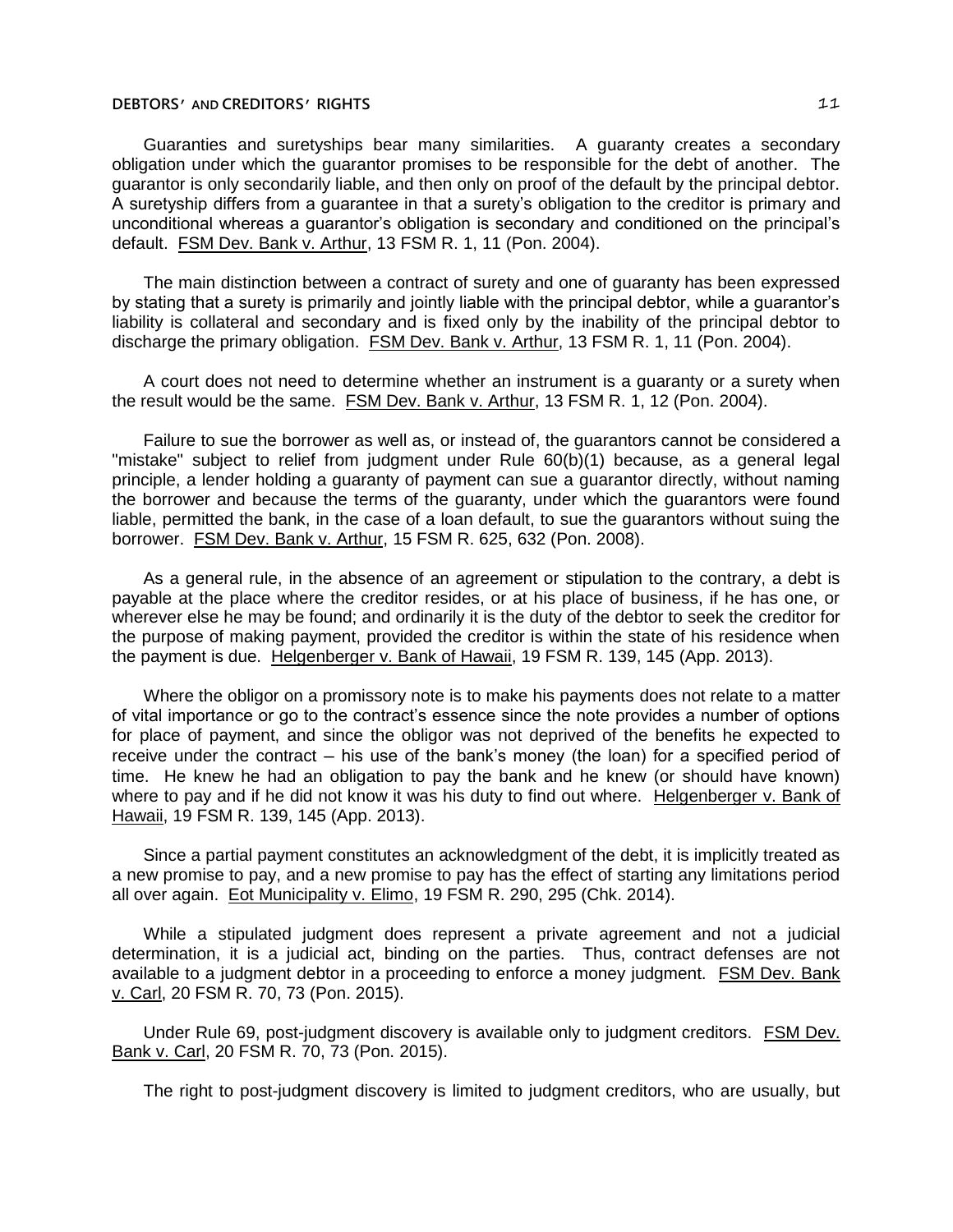Guaranties and suretyships bear many similarities. A guaranty creates a secondary obligation under which the guarantor promises to be responsible for the debt of another. The guarantor is only secondarily liable, and then only on proof of the default by the principal debtor. A suretyship differs from a guarantee in that a surety's obligation to the creditor is primary and unconditional whereas a guarantor's obligation is secondary and conditioned on the principal's default. FSM Dev. Bank v. Arthur, 13 FSM R. 1, 11 (Pon. 2004).

The main distinction between a contract of surety and one of guaranty has been expressed by stating that a surety is primarily and jointly liable with the principal debtor, while a guarantor's liability is collateral and secondary and is fixed only by the inability of the principal debtor to discharge the primary obligation. FSM Dev. Bank v. Arthur, 13 FSM R. 1, 11 (Pon. 2004).

A court does not need to determine whether an instrument is a guaranty or a surety when the result would be the same. FSM Dev. Bank v. Arthur, 13 FSM R. 1, 12 (Pon. 2004).

Failure to sue the borrower as well as, or instead of, the guarantors cannot be considered a "mistake" subject to relief from judgment under Rule 60(b)(1) because, as a general legal principle, a lender holding a guaranty of payment can sue a guarantor directly, without naming the borrower and because the terms of the guaranty, under which the guarantors were found liable, permitted the bank, in the case of a loan default, to sue the guarantors without suing the borrower. FSM Dev. Bank v. Arthur, 15 FSM R. 625, 632 (Pon. 2008).

As a general rule, in the absence of an agreement or stipulation to the contrary, a debt is payable at the place where the creditor resides, or at his place of business, if he has one, or wherever else he may be found; and ordinarily it is the duty of the debtor to seek the creditor for the purpose of making payment, provided the creditor is within the state of his residence when the payment is due. Helgenberger v. Bank of Hawaii, 19 FSM R. 139, 145 (App. 2013).

Where the obligor on a promissory note is to make his payments does not relate to a matter of vital importance or go to the contract's essence since the note provides a number of options for place of payment, and since the obligor was not deprived of the benefits he expected to receive under the contract – his use of the bank's money (the loan) for a specified period of time. He knew he had an obligation to pay the bank and he knew (or should have known) where to pay and if he did not know it was his duty to find out where. Helgenberger v. Bank of Hawaii, 19 FSM R. 139, 145 (App. 2013).

Since a partial payment constitutes an acknowledgment of the debt, it is implicitly treated as a new promise to pay, and a new promise to pay has the effect of starting any limitations period all over again. Eot Municipality v. Elimo, 19 FSM R. 290, 295 (Chk. 2014).

While a stipulated judgment does represent a private agreement and not a judicial determination, it is a judicial act, binding on the parties. Thus, contract defenses are not available to a judgment debtor in a proceeding to enforce a money judgment. FSM Dev. Bank v. Carl, 20 FSM R. 70, 73 (Pon. 2015).

Under Rule 69, post-judgment discovery is available only to judgment creditors. FSM Dev. Bank v. Carl, 20 FSM R. 70, 73 (Pon. 2015).

The right to post-judgment discovery is limited to judgment creditors, who are usually, but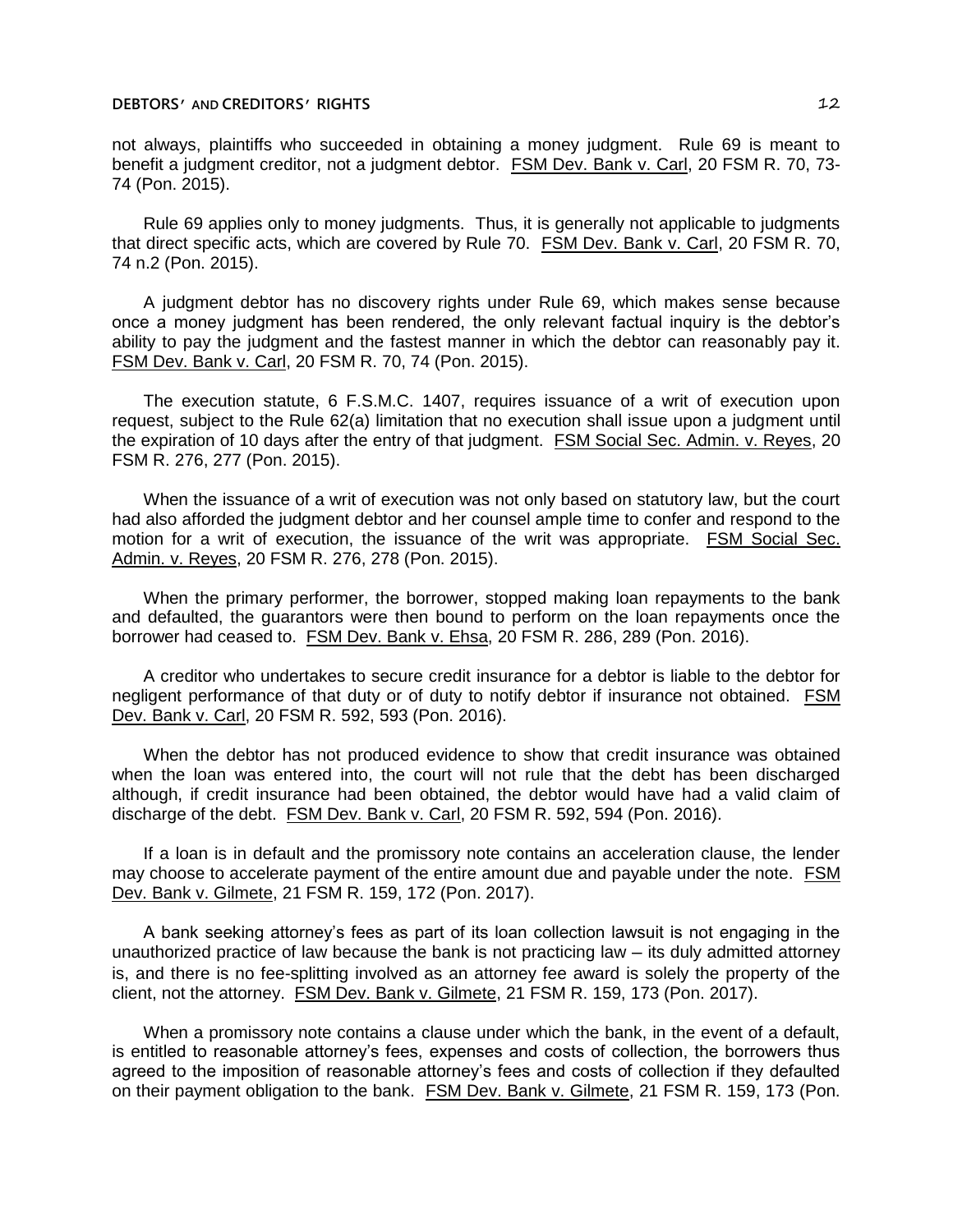not always, plaintiffs who succeeded in obtaining a money judgment. Rule 69 is meant to benefit a judgment creditor, not a judgment debtor. FSM Dev. Bank v. Carl, 20 FSM R. 70, 73-74 (Pon. 2015).

Rule 69 applies only to money judgments. Thus, it is generally not applicable to judgments that direct specific acts, which are covered by Rule 70. FSM Dev. Bank v. Carl, 20 FSM R. 70, 74 n.2 (Pon. 2015).

A judgment debtor has no discovery rights under Rule 69, which makes sense because once a money judgment has been rendered, the only relevant factual inquiry is the debtor's ability to pay the judgment and the fastest manner in which the debtor can reasonably pay it. FSM Dev. Bank v. Carl, 20 FSM R. 70, 74 (Pon. 2015).

The execution statute, 6 F.S.M.C. 1407, requires issuance of a writ of execution upon request, subject to the Rule 62(a) limitation that no execution shall issue upon a judgment until the expiration of 10 days after the entry of that judgment. FSM Social Sec. Admin. v. Reyes, 20 FSM R. 276, 277 (Pon. 2015).

When the issuance of a writ of execution was not only based on statutory law, but the court had also afforded the judgment debtor and her counsel ample time to confer and respond to the motion for a writ of execution, the issuance of the writ was appropriate. FSM Social Sec. Admin. v. Reyes, 20 FSM R. 276, 278 (Pon. 2015).

When the primary performer, the borrower, stopped making loan repayments to the bank and defaulted, the guarantors were then bound to perform on the loan repayments once the borrower had ceased to. FSM Dev. Bank v. Ehsa, 20 FSM R. 286, 289 (Pon. 2016).

A creditor who undertakes to secure credit insurance for a debtor is liable to the debtor for negligent performance of that duty or of duty to notify debtor if insurance not obtained. FSM Dev. Bank v. Carl, 20 FSM R. 592, 593 (Pon. 2016).

When the debtor has not produced evidence to show that credit insurance was obtained when the loan was entered into, the court will not rule that the debt has been discharged although, if credit insurance had been obtained, the debtor would have had a valid claim of discharge of the debt. FSM Dev. Bank v. Carl, 20 FSM R. 592, 594 (Pon. 2016).

If a loan is in default and the promissory note contains an acceleration clause, the lender may choose to accelerate payment of the entire amount due and payable under the note. FSM Dev. Bank v. Gilmete, 21 FSM R. 159, 172 (Pon. 2017).

A bank seeking attorney's fees as part of its loan collection lawsuit is not engaging in the unauthorized practice of law because the bank is not practicing law – its duly admitted attorney is, and there is no fee-splitting involved as an attorney fee award is solely the property of the client, not the attorney. FSM Dev. Bank v. Gilmete, 21 FSM R. 159, 173 (Pon. 2017).

When a promissory note contains a clause under which the bank, in the event of a default, is entitled to reasonable attorney's fees, expenses and costs of collection, the borrowers thus agreed to the imposition of reasonable attorney's fees and costs of collection if they defaulted on their payment obligation to the bank. FSM Dev. Bank v. Gilmete, 21 FSM R. 159, 173 (Pon.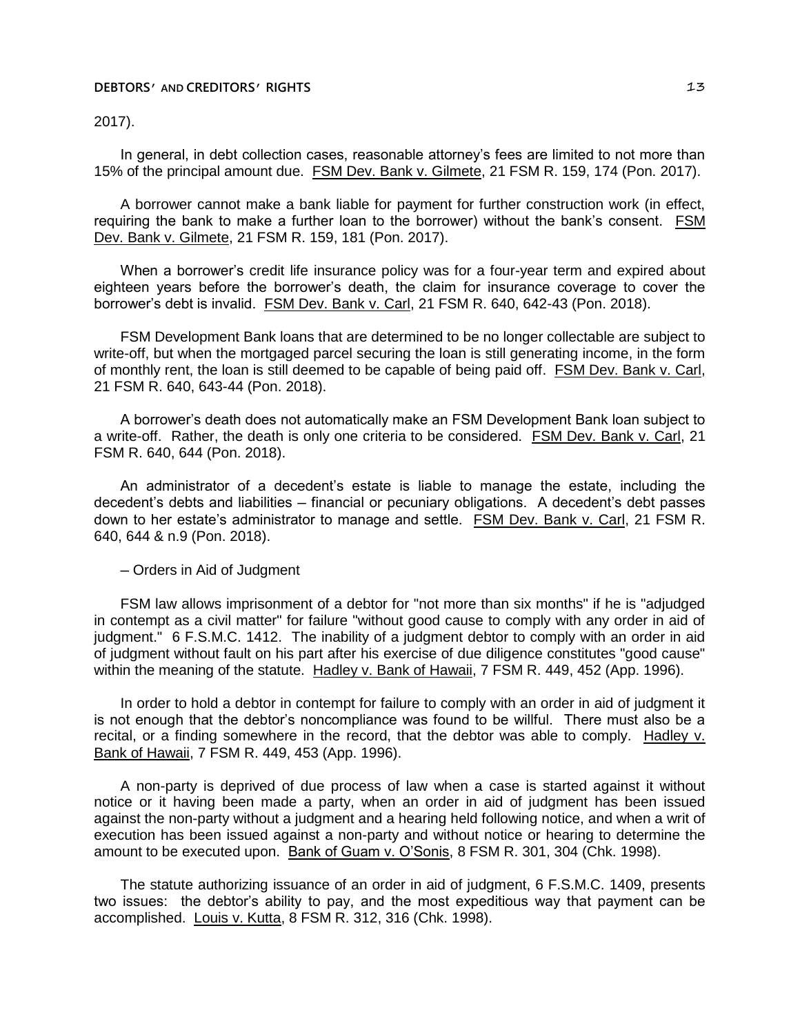2017).

In general, in debt collection cases, reasonable attorney's fees are limited to not more than 15% of the principal amount due. FSM Dev. Bank v. Gilmete, 21 FSM R. 159, 174 (Pon. 2017).

A borrower cannot make a bank liable for payment for further construction work (in effect, requiring the bank to make a further loan to the borrower) without the bank's consent. FSM Dev. Bank v. Gilmete, 21 FSM R. 159, 181 (Pon. 2017).

When a borrower's credit life insurance policy was for a four-year term and expired about eighteen years before the borrower's death, the claim for insurance coverage to cover the borrower's debt is invalid. FSM Dev. Bank v. Carl, 21 FSM R. 640, 642-43 (Pon. 2018).

FSM Development Bank loans that are determined to be no longer collectable are subject to write-off, but when the mortgaged parcel securing the loan is still generating income, in the form of monthly rent, the loan is still deemed to be capable of being paid off. FSM Dev. Bank v. Carl, 21 FSM R. 640, 643-44 (Pon. 2018).

A borrower's death does not automatically make an FSM Development Bank loan subject to a write-off. Rather, the death is only one criteria to be considered. FSM Dev. Bank v. Carl, 21 FSM R. 640, 644 (Pon. 2018).

An administrator of a decedent's estate is liable to manage the estate, including the decedent's debts and liabilities – financial or pecuniary obligations. A decedent's debt passes down to her estate's administrator to manage and settle. FSM Dev. Bank v. Carl, 21 FSM R. 640, 644 & n.9 (Pon. 2018).

– Orders in Aid of Judgment

FSM law allows imprisonment of a debtor for "not more than six months" if he is "adjudged in contempt as a civil matter" for failure "without good cause to comply with any order in aid of judgment." 6 F.S.M.C. 1412. The inability of a judgment debtor to comply with an order in aid of judgment without fault on his part after his exercise of due diligence constitutes "good cause" within the meaning of the statute. Hadley v. Bank of Hawaii, 7 FSM R. 449, 452 (App. 1996).

In order to hold a debtor in contempt for failure to comply with an order in aid of judgment it is not enough that the debtor's noncompliance was found to be willful. There must also be a recital, or a finding somewhere in the record, that the debtor was able to comply. Hadley v. Bank of Hawaii, 7 FSM R. 449, 453 (App. 1996).

A non-party is deprived of due process of law when a case is started against it without notice or it having been made a party, when an order in aid of judgment has been issued against the non-party without a judgment and a hearing held following notice, and when a writ of execution has been issued against a non-party and without notice or hearing to determine the amount to be executed upon. Bank of Guam v. O'Sonis, 8 FSM R. 301, 304 (Chk. 1998).

The statute authorizing issuance of an order in aid of judgment, 6 F.S.M.C. 1409, presents two issues: the debtor's ability to pay, and the most expeditious way that payment can be accomplished. Louis v. Kutta, 8 FSM R. 312, 316 (Chk. 1998).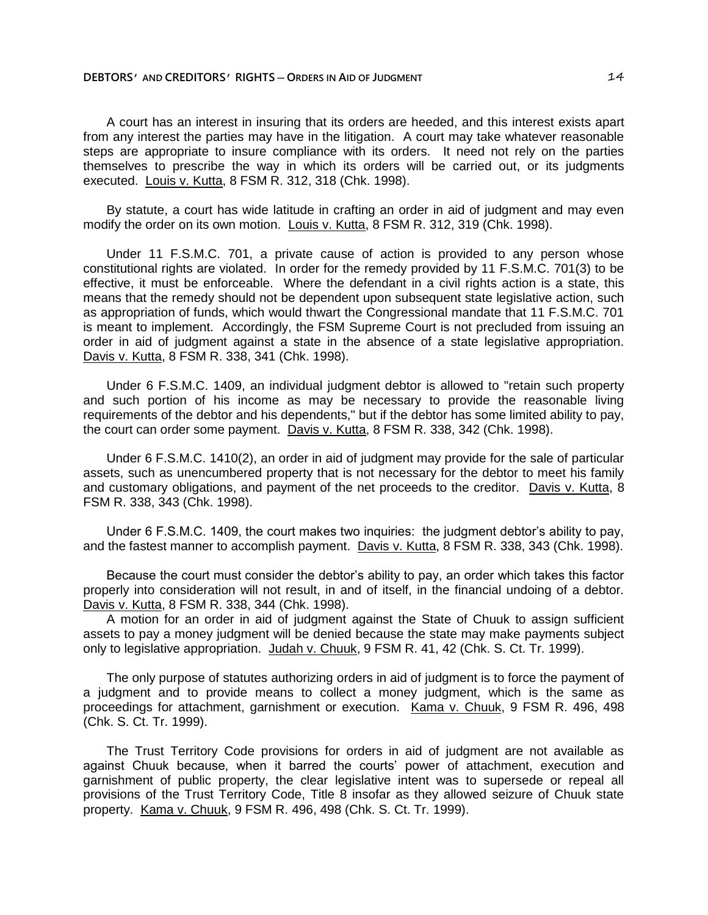A court has an interest in insuring that its orders are heeded, and this interest exists apart from any interest the parties may have in the litigation. A court may take whatever reasonable steps are appropriate to insure compliance with its orders. It need not rely on the parties themselves to prescribe the way in which its orders will be carried out, or its judgments executed. Louis v. Kutta, 8 FSM R. 312, 318 (Chk. 1998).

By statute, a court has wide latitude in crafting an order in aid of judgment and may even modify the order on its own motion. Louis v. Kutta, 8 FSM R. 312, 319 (Chk. 1998).

Under 11 F.S.M.C. 701, a private cause of action is provided to any person whose constitutional rights are violated. In order for the remedy provided by 11 F.S.M.C. 701(3) to be effective, it must be enforceable. Where the defendant in a civil rights action is a state, this means that the remedy should not be dependent upon subsequent state legislative action, such as appropriation of funds, which would thwart the Congressional mandate that 11 F.S.M.C. 701 is meant to implement. Accordingly, the FSM Supreme Court is not precluded from issuing an order in aid of judgment against a state in the absence of a state legislative appropriation. Davis v. Kutta, 8 FSM R. 338, 341 (Chk. 1998).

Under 6 F.S.M.C. 1409, an individual judgment debtor is allowed to "retain such property and such portion of his income as may be necessary to provide the reasonable living requirements of the debtor and his dependents," but if the debtor has some limited ability to pay, the court can order some payment. Davis v. Kutta, 8 FSM R. 338, 342 (Chk. 1998).

Under 6 F.S.M.C. 1410(2), an order in aid of judgment may provide for the sale of particular assets, such as unencumbered property that is not necessary for the debtor to meet his family and customary obligations, and payment of the net proceeds to the creditor. Davis v. Kutta, 8 FSM R. 338, 343 (Chk. 1998).

Under 6 F.S.M.C. 1409, the court makes two inquiries: the judgment debtor's ability to pay, and the fastest manner to accomplish payment. Davis v. Kutta, 8 FSM R. 338, 343 (Chk. 1998).

Because the court must consider the debtor's ability to pay, an order which takes this factor properly into consideration will not result, in and of itself, in the financial undoing of a debtor. Davis v. Kutta, 8 FSM R. 338, 344 (Chk. 1998).

A motion for an order in aid of judgment against the State of Chuuk to assign sufficient assets to pay a money judgment will be denied because the state may make payments subject only to legislative appropriation. Judah v. Chuuk, 9 FSM R. 41, 42 (Chk. S. Ct. Tr. 1999).

The only purpose of statutes authorizing orders in aid of judgment is to force the payment of a judgment and to provide means to collect a money judgment, which is the same as proceedings for attachment, garnishment or execution. Kama v. Chuuk, 9 FSM R. 496, 498 (Chk. S. Ct. Tr. 1999).

The Trust Territory Code provisions for orders in aid of judgment are not available as against Chuuk because, when it barred the courts' power of attachment, execution and garnishment of public property, the clear legislative intent was to supersede or repeal all provisions of the Trust Territory Code, Title 8 insofar as they allowed seizure of Chuuk state property. Kama v. Chuuk, 9 FSM R. 496, 498 (Chk. S. Ct. Tr. 1999).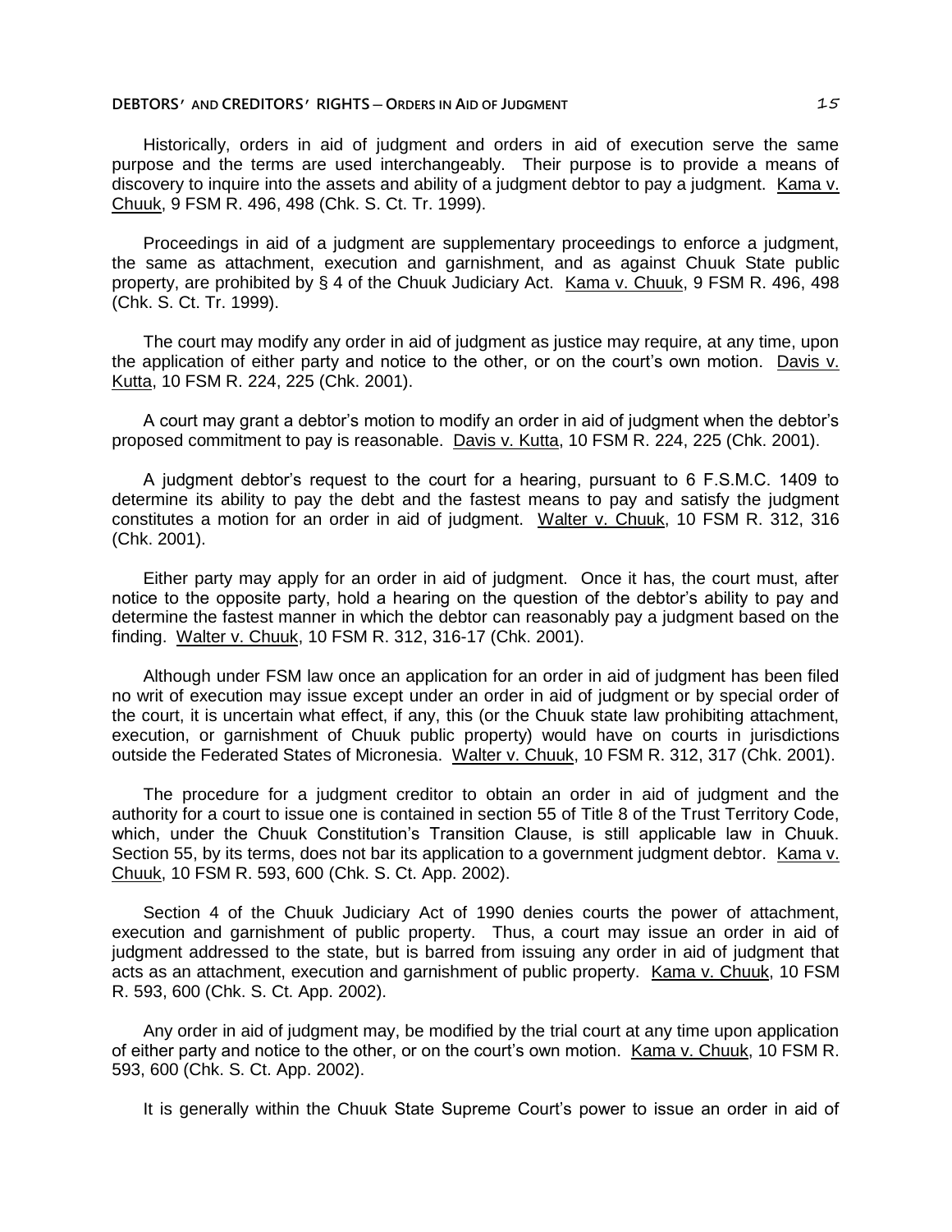Historically, orders in aid of judgment and orders in aid of execution serve the same purpose and the terms are used interchangeably. Their purpose is to provide a means of discovery to inquire into the assets and ability of a judgment debtor to pay a judgment. Kama v. Chuuk, 9 FSM R. 496, 498 (Chk. S. Ct. Tr. 1999).

Proceedings in aid of a judgment are supplementary proceedings to enforce a judgment, the same as attachment, execution and garnishment, and as against Chuuk State public property, are prohibited by § 4 of the Chuuk Judiciary Act. Kama v. Chuuk, 9 FSM R. 496, 498 (Chk. S. Ct. Tr. 1999).

The court may modify any order in aid of judgment as justice may require, at any time, upon the application of either party and notice to the other, or on the court's own motion. Davis v. Kutta, 10 FSM R. 224, 225 (Chk. 2001).

A court may grant a debtor's motion to modify an order in aid of judgment when the debtor's proposed commitment to pay is reasonable. Davis v. Kutta, 10 FSM R. 224, 225 (Chk. 2001).

A judgment debtor's request to the court for a hearing, pursuant to 6 F.S.M.C. 1409 to determine its ability to pay the debt and the fastest means to pay and satisfy the judgment constitutes a motion for an order in aid of judgment. Walter v. Chuuk, 10 FSM R. 312, 316 (Chk. 2001).

Either party may apply for an order in aid of judgment. Once it has, the court must, after notice to the opposite party, hold a hearing on the question of the debtor's ability to pay and determine the fastest manner in which the debtor can reasonably pay a judgment based on the finding. Walter v. Chuuk, 10 FSM R. 312, 316-17 (Chk. 2001).

Although under FSM law once an application for an order in aid of judgment has been filed no writ of execution may issue except under an order in aid of judgment or by special order of the court, it is uncertain what effect, if any, this (or the Chuuk state law prohibiting attachment, execution, or garnishment of Chuuk public property) would have on courts in jurisdictions outside the Federated States of Micronesia. Walter v. Chuuk, 10 FSM R. 312, 317 (Chk. 2001).

The procedure for a judgment creditor to obtain an order in aid of judgment and the authority for a court to issue one is contained in section 55 of Title 8 of the Trust Territory Code, which, under the Chuuk Constitution's Transition Clause, is still applicable law in Chuuk. Section 55, by its terms, does not bar its application to a government judgment debtor. Kama v. Chuuk, 10 FSM R. 593, 600 (Chk. S. Ct. App. 2002).

Section 4 of the Chuuk Judiciary Act of 1990 denies courts the power of attachment, execution and garnishment of public property. Thus, a court may issue an order in aid of judgment addressed to the state, but is barred from issuing any order in aid of judgment that acts as an attachment, execution and garnishment of public property. Kama v. Chuuk, 10 FSM R. 593, 600 (Chk. S. Ct. App. 2002).

Any order in aid of judgment may, be modified by the trial court at any time upon application of either party and notice to the other, or on the court's own motion. Kama v. Chuuk, 10 FSM R. 593, 600 (Chk. S. Ct. App. 2002).

It is generally within the Chuuk State Supreme Court's power to issue an order in aid of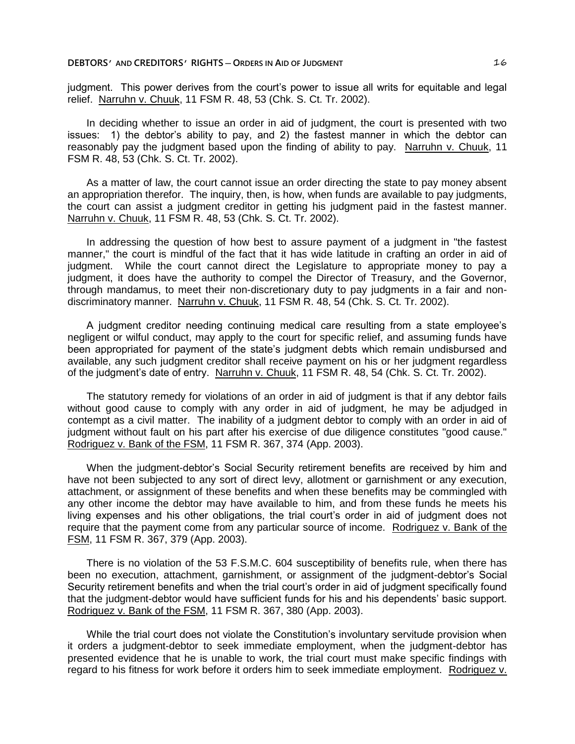judgment. This power derives from the court's power to issue all writs for equitable and legal relief. Narruhn v. Chuuk, 11 FSM R. 48, 53 (Chk. S. Ct. Tr. 2002).

In deciding whether to issue an order in aid of judgment, the court is presented with two issues: 1) the debtor's ability to pay, and 2) the fastest manner in which the debtor can reasonably pay the judgment based upon the finding of ability to pay. Narruhn v. Chuuk, 11 FSM R. 48, 53 (Chk. S. Ct. Tr. 2002).

As a matter of law, the court cannot issue an order directing the state to pay money absent an appropriation therefor. The inquiry, then, is how, when funds are available to pay judgments, the court can assist a judgment creditor in getting his judgment paid in the fastest manner. Narruhn v. Chuuk, 11 FSM R. 48, 53 (Chk. S. Ct. Tr. 2002).

In addressing the question of how best to assure payment of a judgment in "the fastest manner," the court is mindful of the fact that it has wide latitude in crafting an order in aid of judgment. While the court cannot direct the Legislature to appropriate money to pay a judgment, it does have the authority to compel the Director of Treasury, and the Governor, through mandamus, to meet their non-discretionary duty to pay judgments in a fair and non-discriminatory manner. Narruhn v. Chuuk, 11 FSM R. 48, 54 (Chk. S. Ct. Tr. 2002).

A judgment creditor needing continuing medical care resulting from a state employee's negligent or wilful conduct, may apply to the court for specific relief, and assuming funds have been appropriated for payment of the state's judgment debts which remain undisbursed and available, any such judgment creditor shall receive payment on his or her judgment regardless of the judgment's date of entry. Narruhn v. Chuuk, 11 FSM R. 48, 54 (Chk. S. Ct. Tr. 2002).

The statutory remedy for violations of an order in aid of judgment is that if any debtor fails without good cause to comply with any order in aid of judgment, he may be adjudged in contempt as a civil matter. The inability of a judgment debtor to comply with an order in aid of judgment without fault on his part after his exercise of due diligence constitutes "good cause." Rodriguez v. Bank of the FSM, 11 FSM R. 367, 374 (App. 2003).

When the judgment-debtor's Social Security retirement benefits are received by him and have not been subjected to any sort of direct levy, allotment or garnishment or any execution, attachment, or assignment of these benefits and when these benefits may be commingled with any other income the debtor may have available to him, and from these funds he meets his living expenses and his other obligations, the trial court's order in aid of judgment does not require that the payment come from any particular source of income. Rodriguez v. Bank of the FSM, 11 FSM R. 367, 379 (App. 2003).

There is no violation of the 53 F.S.M.C. 604 susceptibility of benefits rule, when there has been no execution, attachment, garnishment, or assignment of the judgment-debtor's Social Security retirement benefits and when the trial court's order in aid of judgment specifically found that the judgment-debtor would have sufficient funds for his and his dependents' basic support. Rodriguez v. Bank of the FSM, 11 FSM R. 367, 380 (App. 2003).

While the trial court does not violate the Constitution's involuntary servitude provision when it orders a judgment-debtor to seek immediate employment, when the judgment-debtor has presented evidence that he is unable to work, the trial court must make specific findings with regard to his fitness for work before it orders him to seek immediate employment. Rodriguez v.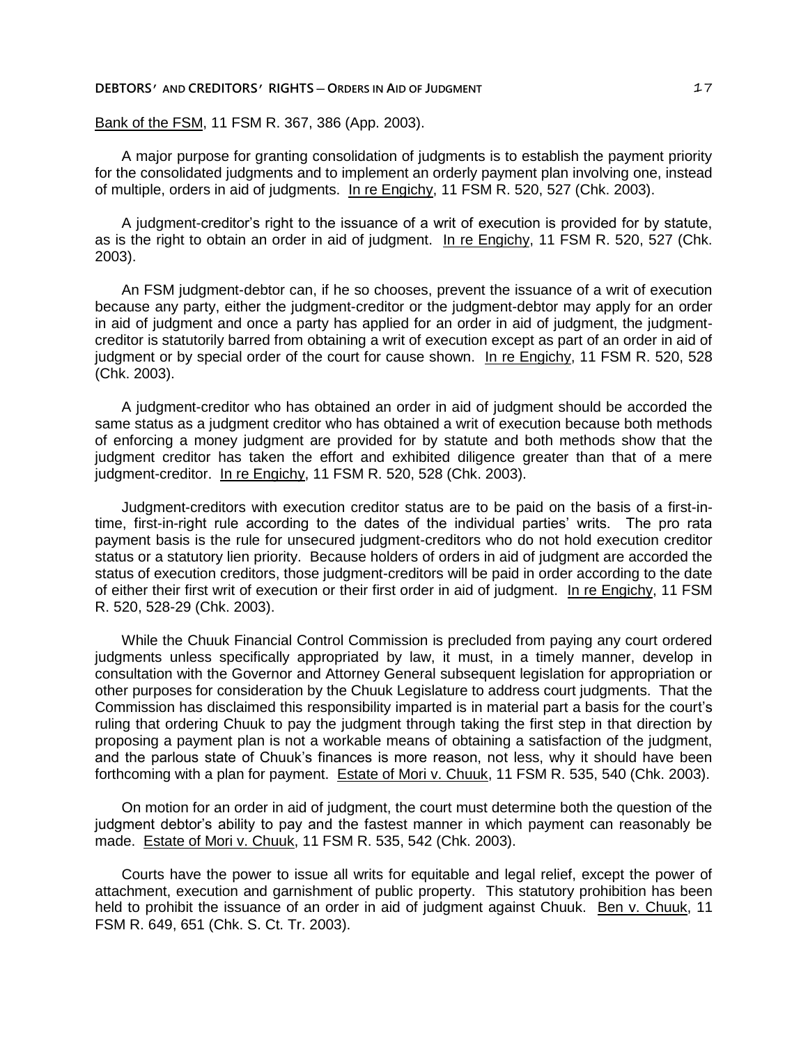Bank of the FSM, 11 FSM R. 367, 386 (App. 2003).

A major purpose for granting consolidation of judgments is to establish the payment priority for the consolidated judgments and to implement an orderly payment plan involving one, instead of multiple, orders in aid of judgments. In re Engichy, 11 FSM R. 520, 527 (Chk. 2003).

A judgment-creditor's right to the issuance of a writ of execution is provided for by statute, as is the right to obtain an order in aid of judgment. In re Engichy, 11 FSM R. 520, 527 (Chk. 2003).

An FSM judgment-debtor can, if he so chooses, prevent the issuance of a writ of execution because any party, either the judgment-creditor or the judgment-debtor may apply for an order in aid of judgment and once a party has applied for an order in aid of judgment, the judgment-creditor is statutorily barred from obtaining a writ of execution except as part of an order in aid of judgment or by special order of the court for cause shown. In re Engichy, 11 FSM R. 520, 528 (Chk. 2003).

A judgment-creditor who has obtained an order in aid of judgment should be accorded the same status as a judgment creditor who has obtained a writ of execution because both methods of enforcing a money judgment are provided for by statute and both methods show that the judgment creditor has taken the effort and exhibited diligence greater than that of a mere judgment-creditor. In re Engichy, 11 FSM R. 520, 528 (Chk. 2003).

Judgment-creditors with execution creditor status are to be paid on the basis of a first-in-time, first-in-right rule according to the dates of the individual parties' writs. The pro rata payment basis is the rule for unsecured judgment-creditors who do not hold execution creditor status or a statutory lien priority. Because holders of orders in aid of judgment are accorded the status of execution creditors, those judgment-creditors will be paid in order according to the date of either their first writ of execution or their first order in aid of judgment. In re Engichy, 11 FSM R. 520, 528-29 (Chk. 2003).

While the Chuuk Financial Control Commission is precluded from paying any court ordered judgments unless specifically appropriated by law, it must, in a timely manner, develop in consultation with the Governor and Attorney General subsequent legislation for appropriation or other purposes for consideration by the Chuuk Legislature to address court judgments. That the Commission has disclaimed this responsibility imparted is in material part a basis for the court's ruling that ordering Chuuk to pay the judgment through taking the first step in that direction by proposing a payment plan is not a workable means of obtaining a satisfaction of the judgment, and the parlous state of Chuuk's finances is more reason, not less, why it should have been forthcoming with a plan for payment. Estate of Mori v. Chuuk, 11 FSM R. 535, 540 (Chk. 2003).

On motion for an order in aid of judgment, the court must determine both the question of the judgment debtor's ability to pay and the fastest manner in which payment can reasonably be made. Estate of Mori v. Chuuk, 11 FSM R. 535, 542 (Chk. 2003).

Courts have the power to issue all writs for equitable and legal relief, except the power of attachment, execution and garnishment of public property. This statutory prohibition has been held to prohibit the issuance of an order in aid of judgment against Chuuk. Ben v. Chuuk, 11 FSM R. 649, 651 (Chk. S. Ct. Tr. 2003).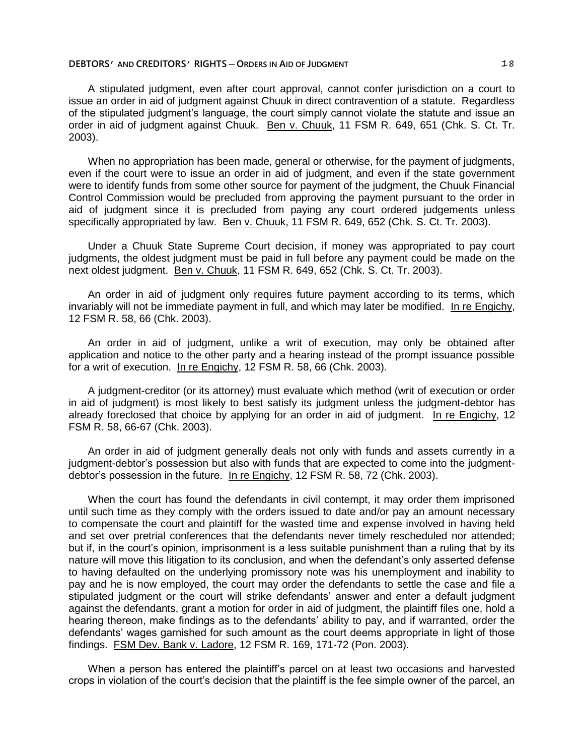A stipulated judgment, even after court approval, cannot confer jurisdiction on a court to issue an order in aid of judgment against Chuuk in direct contravention of a statute. Regardless of the stipulated judgment's language, the court simply cannot violate the statute and issue an order in aid of judgment against Chuuk. Ben v. Chuuk, 11 FSM R. 649, 651 (Chk. S. Ct. Tr. 2003).

When no appropriation has been made, general or otherwise, for the payment of judgments, even if the court were to issue an order in aid of judgment, and even if the state government were to identify funds from some other source for payment of the judgment, the Chuuk Financial Control Commission would be precluded from approving the payment pursuant to the order in aid of judgment since it is precluded from paying any court ordered judgements unless specifically appropriated by law. Ben v. Chuuk, 11 FSM R. 649, 652 (Chk. S. Ct. Tr. 2003).

Under a Chuuk State Supreme Court decision, if money was appropriated to pay court judgments, the oldest judgment must be paid in full before any payment could be made on the next oldest judgment. Ben v. Chuuk, 11 FSM R. 649, 652 (Chk. S. Ct. Tr. 2003).

An order in aid of judgment only requires future payment according to its terms, which invariably will not be immediate payment in full, and which may later be modified. In re Engichy, 12 FSM R. 58, 66 (Chk. 2003).

An order in aid of judgment, unlike a writ of execution, may only be obtained after application and notice to the other party and a hearing instead of the prompt issuance possible for a writ of execution. In re Engichy, 12 FSM R. 58, 66 (Chk. 2003).

A judgment-creditor (or its attorney) must evaluate which method (writ of execution or order in aid of judgment) is most likely to best satisfy its judgment unless the judgment-debtor has already foreclosed that choice by applying for an order in aid of judgment. In re Engichy, 12 FSM R. 58, 66-67 (Chk. 2003).

An order in aid of judgment generally deals not only with funds and assets currently in a judgment-debtor's possession but also with funds that are expected to come into the judgment-debtor's possession in the future. In re Engichy, 12 FSM R. 58, 72 (Chk. 2003).

When the court has found the defendants in civil contempt, it may order them imprisoned until such time as they comply with the orders issued to date and/or pay an amount necessary to compensate the court and plaintiff for the wasted time and expense involved in having held and set over pretrial conferences that the defendants never timely rescheduled nor attended; but if, in the court's opinion, imprisonment is a less suitable punishment than a ruling that by its nature will move this litigation to its conclusion, and when the defendant's only asserted defense to having defaulted on the underlying promissory note was his unemployment and inability to pay and he is now employed, the court may order the defendants to settle the case and file a stipulated judgment or the court will strike defendants' answer and enter a default judgment against the defendants, grant a motion for order in aid of judgment, the plaintiff files one, hold a hearing thereon, make findings as to the defendants' ability to pay, and if warranted, order the defendants' wages garnished for such amount as the court deems appropriate in light of those findings. FSM Dev. Bank v. Ladore, 12 FSM R. 169, 171-72 (Pon. 2003).

When a person has entered the plaintiff's parcel on at least two occasions and harvested crops in violation of the court's decision that the plaintiff is the fee simple owner of the parcel, an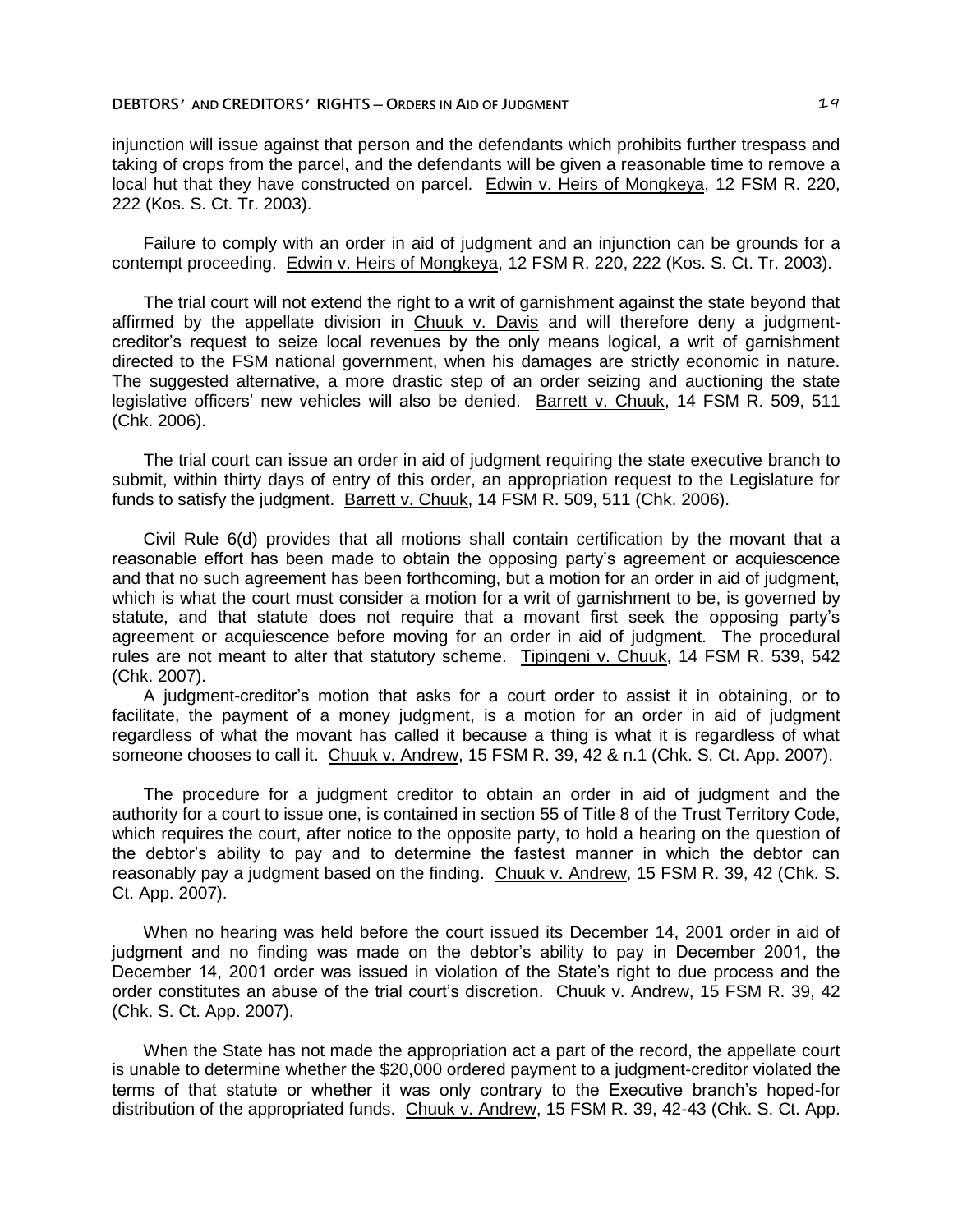injunction will issue against that person and the defendants which prohibits further trespass and taking of crops from the parcel, and the defendants will be given a reasonable time to remove a local hut that they have constructed on parcel. Edwin v. Heirs of Mongkeya, 12 FSM R. 220, 222 (Kos. S. Ct. Tr. 2003).

Failure to comply with an order in aid of judgment and an injunction can be grounds for a contempt proceeding. Edwin v. Heirs of Mongkeya, 12 FSM R. 220, 222 (Kos. S. Ct. Tr. 2003).

The trial court will not extend the right to a writ of garnishment against the state beyond that affirmed by the appellate division in Chuuk v. Davis and will therefore deny a judgment-creditor's request to seize local revenues by the only means logical, a writ of garnishment directed to the FSM national government, when his damages are strictly economic in nature. The suggested alternative, a more drastic step of an order seizing and auctioning the state legislative officers' new vehicles will also be denied. Barrett v. Chuuk, 14 FSM R. 509, 511 (Chk. 2006).

The trial court can issue an order in aid of judgment requiring the state executive branch to submit, within thirty days of entry of this order, an appropriation request to the Legislature for funds to satisfy the judgment. Barrett v. Chuuk, 14 FSM R. 509, 511 (Chk. 2006).

Civil Rule 6(d) provides that all motions shall contain certification by the movant that a reasonable effort has been made to obtain the opposing party's agreement or acquiescence and that no such agreement has been forthcoming, but a motion for an order in aid of judgment, which is what the court must consider a motion for a writ of garnishment to be, is governed by statute, and that statute does not require that a movant first seek the opposing party's agreement or acquiescence before moving for an order in aid of judgment. The procedural rules are not meant to alter that statutory scheme. Tipingeni v. Chuuk, 14 FSM R. 539, 542 (Chk. 2007).

A judgment-creditor's motion that asks for a court order to assist it in obtaining, or to facilitate, the payment of a money judgment, is a motion for an order in aid of judgment regardless of what the movant has called it because a thing is what it is regardless of what someone chooses to call it. Chuuk v. Andrew, 15 FSM R. 39, 42 & n.1 (Chk. S. Ct. App. 2007).

The procedure for a judgment creditor to obtain an order in aid of judgment and the authority for a court to issue one, is contained in section 55 of Title 8 of the Trust Territory Code, which requires the court, after notice to the opposite party, to hold a hearing on the question of the debtor's ability to pay and to determine the fastest manner in which the debtor can reasonably pay a judgment based on the finding. Chuuk v. Andrew, 15 FSM R. 39, 42 (Chk. S. Ct. App. 2007).

When no hearing was held before the court issued its December 14, 2001 order in aid of judgment and no finding was made on the debtor's ability to pay in December 2001, the December 14, 2001 order was issued in violation of the State's right to due process and the order constitutes an abuse of the trial court's discretion. Chuuk v. Andrew, 15 FSM R. 39, 42 (Chk. S. Ct. App. 2007).

When the State has not made the appropriation act a part of the record, the appellate court is unable to determine whether the $20,000 ordered payment to a judgment-creditor violated the terms of that statute or whether it was only contrary to the Executive branch's hoped-for distribution of the appropriated funds. Chuuk v. Andrew, 15 FSM R. 39, 42-43 (Chk. S. Ct. App.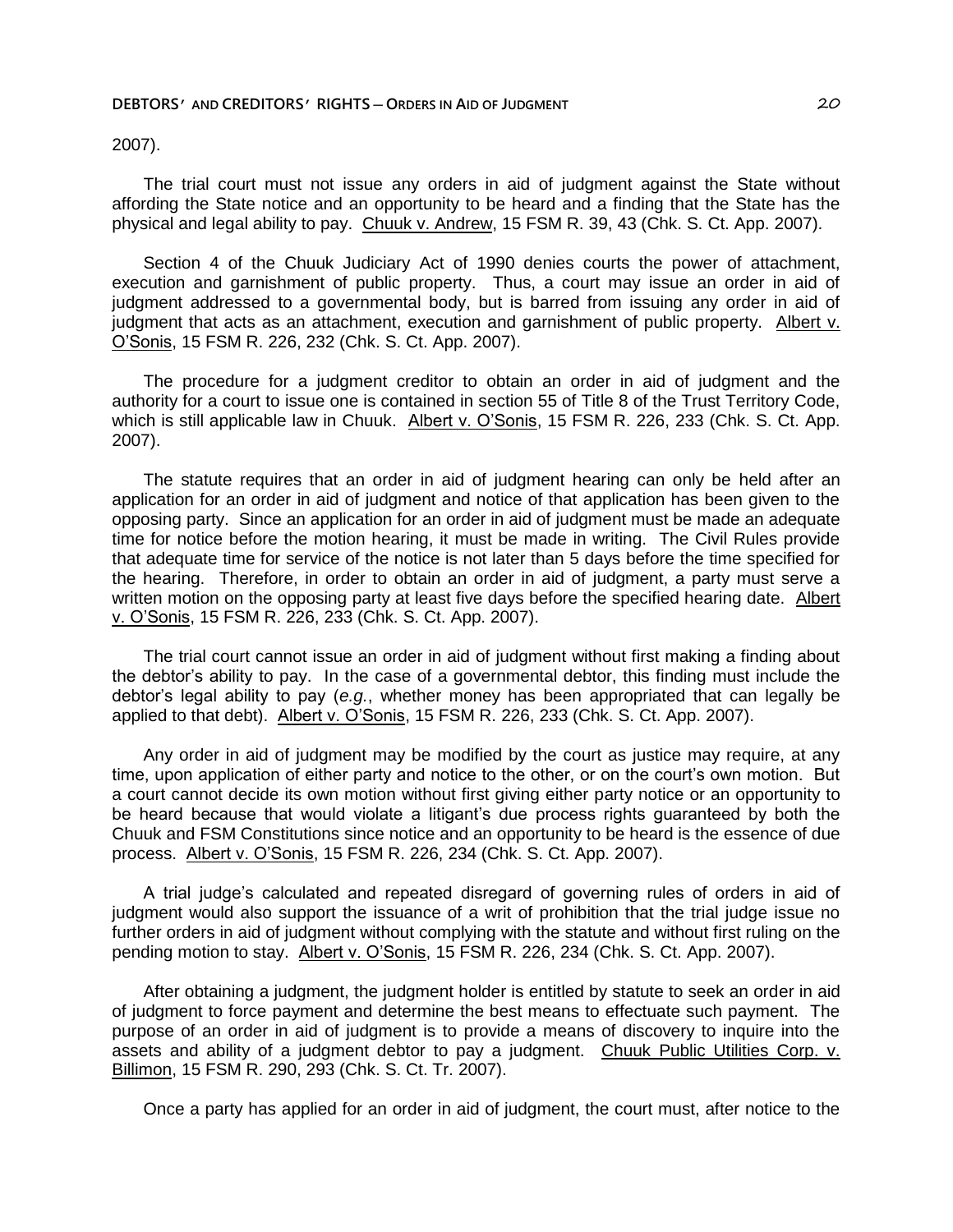2007).

The trial court must not issue any orders in aid of judgment against the State without affording the State notice and an opportunity to be heard and a finding that the State has the physical and legal ability to pay. Chuuk v. Andrew, 15 FSM R. 39, 43 (Chk. S. Ct. App. 2007).

Section 4 of the Chuuk Judiciary Act of 1990 denies courts the power of attachment, execution and garnishment of public property. Thus, a court may issue an order in aid of judgment addressed to a governmental body, but is barred from issuing any order in aid of judgment that acts as an attachment, execution and garnishment of public property. Albert v. O'Sonis, 15 FSM R. 226, 232 (Chk. S. Ct. App. 2007).

The procedure for a judgment creditor to obtain an order in aid of judgment and the authority for a court to issue one is contained in section 55 of Title 8 of the Trust Territory Code, which is still applicable law in Chuuk. Albert v. O'Sonis, 15 FSM R. 226, 233 (Chk. S. Ct. App. 2007).

The statute requires that an order in aid of judgment hearing can only be held after an application for an order in aid of judgment and notice of that application has been given to the opposing party. Since an application for an order in aid of judgment must be made an adequate time for notice before the motion hearing, it must be made in writing. The Civil Rules provide that adequate time for service of the notice is not later than 5 days before the time specified for the hearing. Therefore, in order to obtain an order in aid of judgment, a party must serve a written motion on the opposing party at least five days before the specified hearing date. Albert v. O'Sonis, 15 FSM R. 226, 233 (Chk. S. Ct. App. 2007).

The trial court cannot issue an order in aid of judgment without first making a finding about the debtor's ability to pay. In the case of a governmental debtor, this finding must include the debtor's legal ability to pay (*e.g.*, whether money has been appropriated that can legally be applied to that debt). Albert v. O'Sonis, 15 FSM R. 226, 233 (Chk. S. Ct. App. 2007).

Any order in aid of judgment may be modified by the court as justice may require, at any time, upon application of either party and notice to the other, or on the court's own motion. But a court cannot decide its own motion without first giving either party notice or an opportunity to be heard because that would violate a litigant's due process rights guaranteed by both the Chuuk and FSM Constitutions since notice and an opportunity to be heard is the essence of due process. Albert v. O'Sonis, 15 FSM R. 226, 234 (Chk. S. Ct. App. 2007).

A trial judge's calculated and repeated disregard of governing rules of orders in aid of judgment would also support the issuance of a writ of prohibition that the trial judge issue no further orders in aid of judgment without complying with the statute and without first ruling on the pending motion to stay. Albert v. O'Sonis, 15 FSM R. 226, 234 (Chk. S. Ct. App. 2007).

After obtaining a judgment, the judgment holder is entitled by statute to seek an order in aid of judgment to force payment and determine the best means to effectuate such payment. The purpose of an order in aid of judgment is to provide a means of discovery to inquire into the assets and ability of a judgment debtor to pay a judgment. Chuuk Public Utilities Corp. v. Billimon, 15 FSM R. 290, 293 (Chk. S. Ct. Tr. 2007).

Once a party has applied for an order in aid of judgment, the court must, after notice to the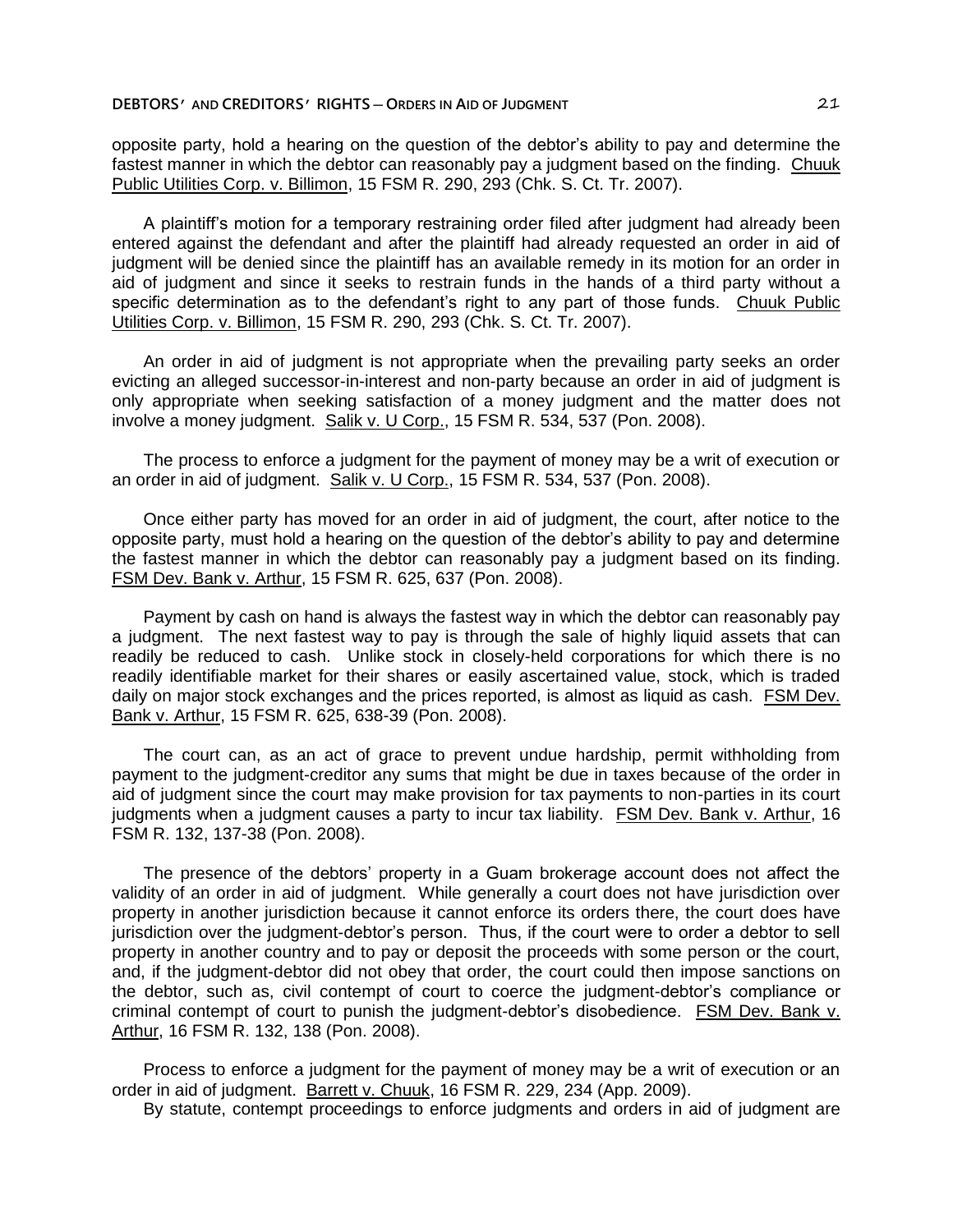opposite party, hold a hearing on the question of the debtor's ability to pay and determine the fastest manner in which the debtor can reasonably pay a judgment based on the finding. Chuuk Public Utilities Corp. v. Billimon, 15 FSM R. 290, 293 (Chk. S. Ct. Tr. 2007).

A plaintiff's motion for a temporary restraining order filed after judgment had already been entered against the defendant and after the plaintiff had already requested an order in aid of judgment will be denied since the plaintiff has an available remedy in its motion for an order in aid of judgment and since it seeks to restrain funds in the hands of a third party without a specific determination as to the defendant's right to any part of those funds. Chuuk Public Utilities Corp. v. Billimon, 15 FSM R. 290, 293 (Chk. S. Ct. Tr. 2007).

An order in aid of judgment is not appropriate when the prevailing party seeks an order evicting an alleged successor-in-interest and non-party because an order in aid of judgment is only appropriate when seeking satisfaction of a money judgment and the matter does not involve a money judgment. Salik v. U Corp., 15 FSM R. 534, 537 (Pon. 2008).

The process to enforce a judgment for the payment of money may be a writ of execution or an order in aid of judgment. Salik v. U Corp., 15 FSM R. 534, 537 (Pon. 2008).

Once either party has moved for an order in aid of judgment, the court, after notice to the opposite party, must hold a hearing on the question of the debtor's ability to pay and determine the fastest manner in which the debtor can reasonably pay a judgment based on its finding. FSM Dev. Bank v. Arthur, 15 FSM R. 625, 637 (Pon. 2008).

Payment by cash on hand is always the fastest way in which the debtor can reasonably pay a judgment. The next fastest way to pay is through the sale of highly liquid assets that can readily be reduced to cash. Unlike stock in closely-held corporations for which there is no readily identifiable market for their shares or easily ascertained value, stock, which is traded daily on major stock exchanges and the prices reported, is almost as liquid as cash. FSM Dev. Bank v. Arthur, 15 FSM R. 625, 638-39 (Pon. 2008).

The court can, as an act of grace to prevent undue hardship, permit withholding from payment to the judgment-creditor any sums that might be due in taxes because of the order in aid of judgment since the court may make provision for tax payments to non-parties in its court judgments when a judgment causes a party to incur tax liability. FSM Dev. Bank v. Arthur, 16 FSM R. 132, 137-38 (Pon. 2008).

The presence of the debtors' property in a Guam brokerage account does not affect the validity of an order in aid of judgment. While generally a court does not have jurisdiction over property in another jurisdiction because it cannot enforce its orders there, the court does have jurisdiction over the judgment-debtor's person. Thus, if the court were to order a debtor to sell property in another country and to pay or deposit the proceeds with some person or the court, and, if the judgment-debtor did not obey that order, the court could then impose sanctions on the debtor, such as, civil contempt of court to coerce the judgment-debtor's compliance or criminal contempt of court to punish the judgment-debtor's disobedience. FSM Dev. Bank v. Arthur, 16 FSM R. 132, 138 (Pon. 2008).

Process to enforce a judgment for the payment of money may be a writ of execution or an order in aid of judgment. Barrett v. Chuuk, 16 FSM R. 229, 234 (App. 2009).

By statute, contempt proceedings to enforce judgments and orders in aid of judgment are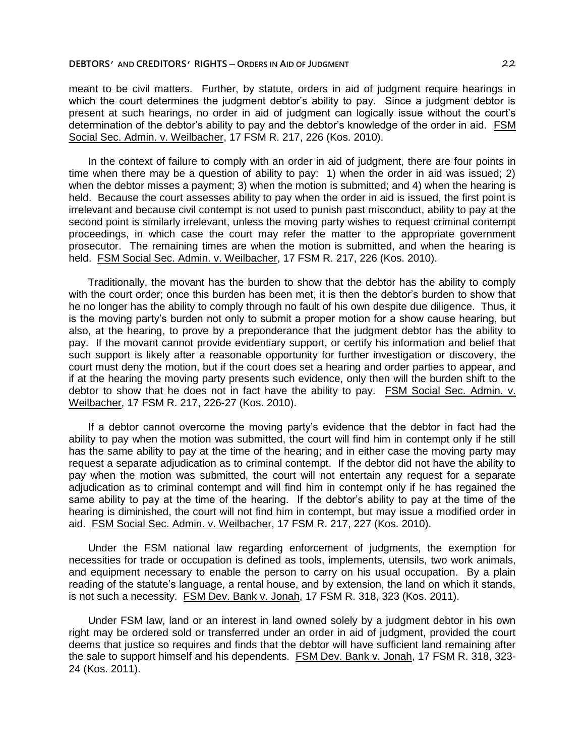meant to be civil matters. Further, by statute, orders in aid of judgment require hearings in which the court determines the judgment debtor's ability to pay. Since a judgment debtor is present at such hearings, no order in aid of judgment can logically issue without the court's determination of the debtor's ability to pay and the debtor's knowledge of the order in aid. FSM Social Sec. Admin. v. Weilbacher, 17 FSM R. 217, 226 (Kos. 2010).

In the context of failure to comply with an order in aid of judgment, there are four points in time when there may be a question of ability to pay: 1) when the order in aid was issued; 2) when the debtor misses a payment; 3) when the motion is submitted; and 4) when the hearing is held. Because the court assesses ability to pay when the order in aid is issued, the first point is irrelevant and because civil contempt is not used to punish past misconduct, ability to pay at the second point is similarly irrelevant, unless the moving party wishes to request criminal contempt proceedings, in which case the court may refer the matter to the appropriate government prosecutor. The remaining times are when the motion is submitted, and when the hearing is held. FSM Social Sec. Admin. v. Weilbacher, 17 FSM R. 217, 226 (Kos. 2010).

Traditionally, the movant has the burden to show that the debtor has the ability to comply with the court order; once this burden has been met, it is then the debtor's burden to show that he no longer has the ability to comply through no fault of his own despite due diligence. Thus, it is the moving party's burden not only to submit a proper motion for a show cause hearing, but also, at the hearing, to prove by a preponderance that the judgment debtor has the ability to pay. If the movant cannot provide evidentiary support, or certify his information and belief that such support is likely after a reasonable opportunity for further investigation or discovery, the court must deny the motion, but if the court does set a hearing and order parties to appear, and if at the hearing the moving party presents such evidence, only then will the burden shift to the debtor to show that he does not in fact have the ability to pay. FSM Social Sec. Admin. v. Weilbacher, 17 FSM R. 217, 226-27 (Kos. 2010).

If a debtor cannot overcome the moving party's evidence that the debtor in fact had the ability to pay when the motion was submitted, the court will find him in contempt only if he still has the same ability to pay at the time of the hearing; and in either case the moving party may request a separate adjudication as to criminal contempt. If the debtor did not have the ability to pay when the motion was submitted, the court will not entertain any request for a separate adjudication as to criminal contempt and will find him in contempt only if he has regained the same ability to pay at the time of the hearing. If the debtor's ability to pay at the time of the hearing is diminished, the court will not find him in contempt, but may issue a modified order in aid. FSM Social Sec. Admin. v. Weilbacher, 17 FSM R. 217, 227 (Kos. 2010).

Under the FSM national law regarding enforcement of judgments, the exemption for necessities for trade or occupation is defined as tools, implements, utensils, two work animals, and equipment necessary to enable the person to carry on his usual occupation. By a plain reading of the statute's language, a rental house, and by extension, the land on which it stands, is not such a necessity. FSM Dev. Bank v. Jonah, 17 FSM R. 318, 323 (Kos. 2011).

Under FSM law, land or an interest in land owned solely by a judgment debtor in his own right may be ordered sold or transferred under an order in aid of judgment, provided the court deems that justice so requires and finds that the debtor will have sufficient land remaining after the sale to support himself and his dependents. FSM Dev. Bank v. Jonah, 17 FSM R. 318, 323-24 (Kos. 2011).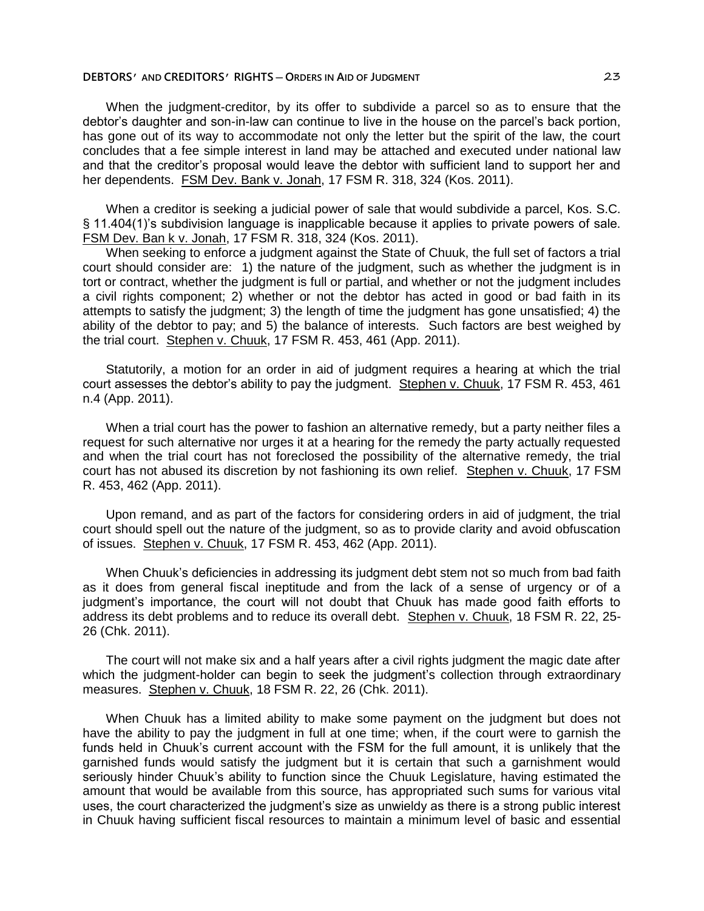When the judgment-creditor, by its offer to subdivide a parcel so as to ensure that the debtor's daughter and son-in-law can continue to live in the house on the parcel's back portion, has gone out of its way to accommodate not only the letter but the spirit of the law, the court concludes that a fee simple interest in land may be attached and executed under national law and that the creditor's proposal would leave the debtor with sufficient land to support her and her dependents. FSM Dev. Bank v. Jonah, 17 FSM R. 318, 324 (Kos. 2011).

When a creditor is seeking a judicial power of sale that would subdivide a parcel, Kos. S.C. § 11.404(1)'s subdivision language is inapplicable because it applies to private powers of sale. FSM Dev. Ban k v. Jonah, 17 FSM R. 318, 324 (Kos. 2011).

When seeking to enforce a judgment against the State of Chuuk, the full set of factors a trial court should consider are: 1) the nature of the judgment, such as whether the judgment is in tort or contract, whether the judgment is full or partial, and whether or not the judgment includes a civil rights component; 2) whether or not the debtor has acted in good or bad faith in its attempts to satisfy the judgment; 3) the length of time the judgment has gone unsatisfied; 4) the ability of the debtor to pay; and 5) the balance of interests. Such factors are best weighed by the trial court. Stephen v. Chuuk, 17 FSM R. 453, 461 (App. 2011).

Statutorily, a motion for an order in aid of judgment requires a hearing at which the trial court assesses the debtor's ability to pay the judgment. Stephen v. Chuuk, 17 FSM R. 453, 461 n.4 (App. 2011).

When a trial court has the power to fashion an alternative remedy, but a party neither files a request for such alternative nor urges it at a hearing for the remedy the party actually requested and when the trial court has not foreclosed the possibility of the alternative remedy, the trial court has not abused its discretion by not fashioning its own relief. Stephen v. Chuuk, 17 FSM R. 453, 462 (App. 2011).

Upon remand, and as part of the factors for considering orders in aid of judgment, the trial court should spell out the nature of the judgment, so as to provide clarity and avoid obfuscation of issues. Stephen v. Chuuk, 17 FSM R. 453, 462 (App. 2011).

When Chuuk's deficiencies in addressing its judgment debt stem not so much from bad faith as it does from general fiscal ineptitude and from the lack of a sense of urgency or of a judgment's importance, the court will not doubt that Chuuk has made good faith efforts to address its debt problems and to reduce its overall debt. Stephen v. Chuuk, 18 FSM R. 22, 25-26 (Chk. 2011).

The court will not make six and a half years after a civil rights judgment the magic date after which the judgment-holder can begin to seek the judgment's collection through extraordinary measures. Stephen v. Chuuk, 18 FSM R. 22, 26 (Chk. 2011).

When Chuuk has a limited ability to make some payment on the judgment but does not have the ability to pay the judgment in full at one time; when, if the court were to garnish the funds held in Chuuk's current account with the FSM for the full amount, it is unlikely that the garnished funds would satisfy the judgment but it is certain that such a garnishment would seriously hinder Chuuk's ability to function since the Chuuk Legislature, having estimated the amount that would be available from this source, has appropriated such sums for various vital uses, the court characterized the judgment's size as unwieldy as there is a strong public interest in Chuuk having sufficient fiscal resources to maintain a minimum level of basic and essential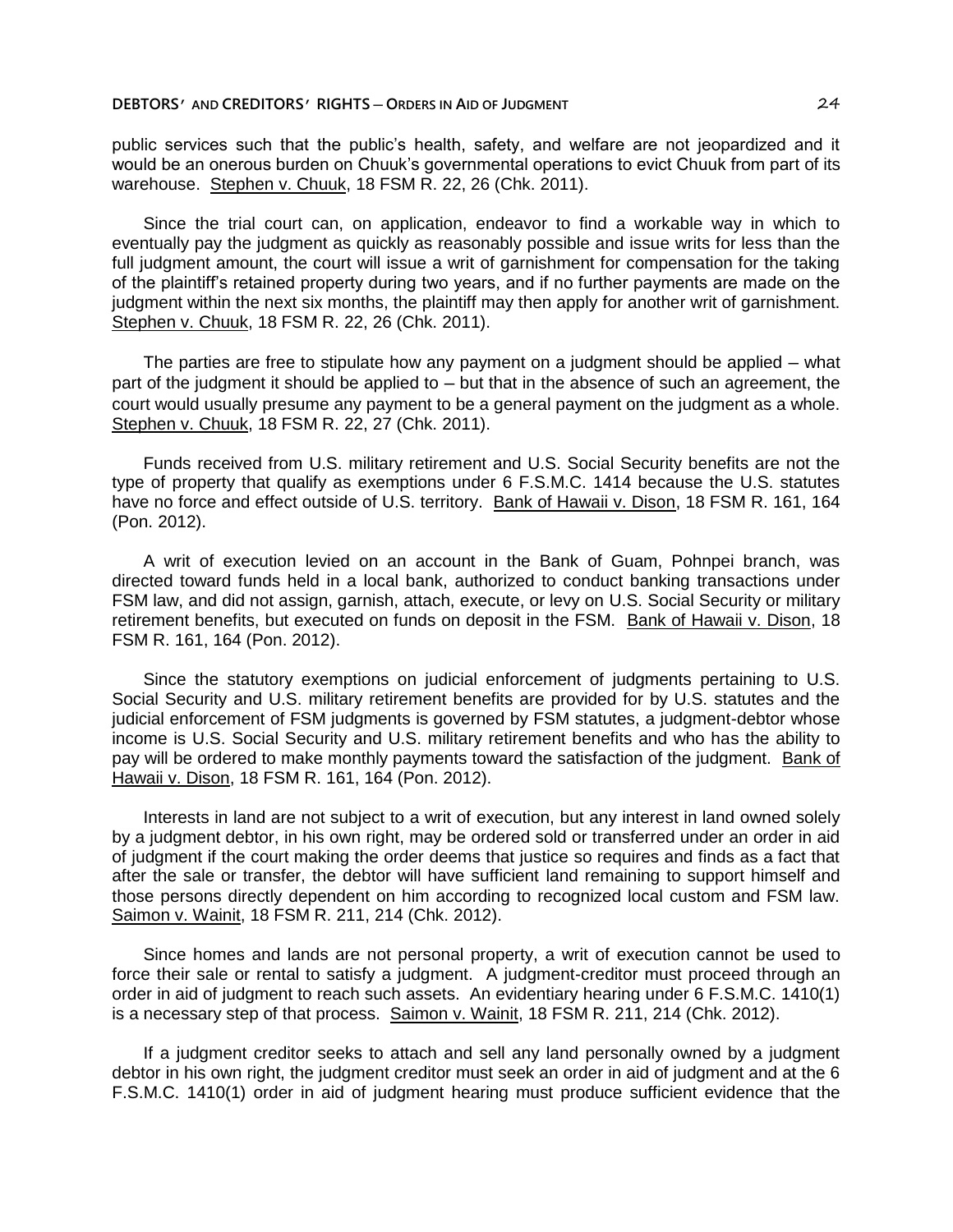public services such that the public's health, safety, and welfare are not jeopardized and it would be an onerous burden on Chuuk's governmental operations to evict Chuuk from part of its warehouse. Stephen v. Chuuk, 18 FSM R. 22, 26 (Chk. 2011).

Since the trial court can, on application, endeavor to find a workable way in which to eventually pay the judgment as quickly as reasonably possible and issue writs for less than the full judgment amount, the court will issue a writ of garnishment for compensation for the taking of the plaintiff's retained property during two years, and if no further payments are made on the judgment within the next six months, the plaintiff may then apply for another writ of garnishment. Stephen v. Chuuk, 18 FSM R. 22, 26 (Chk. 2011).

The parties are free to stipulate how any payment on a judgment should be applied – what part of the judgment it should be applied to – but that in the absence of such an agreement, the court would usually presume any payment to be a general payment on the judgment as a whole. Stephen v. Chuuk, 18 FSM R. 22, 27 (Chk. 2011).

Funds received from U.S. military retirement and U.S. Social Security benefits are not the type of property that qualify as exemptions under 6 F.S.M.C. 1414 because the U.S. statutes have no force and effect outside of U.S. territory. Bank of Hawaii v. Dison, 18 FSM R. 161, 164 (Pon. 2012).

A writ of execution levied on an account in the Bank of Guam, Pohnpei branch, was directed toward funds held in a local bank, authorized to conduct banking transactions under FSM law, and did not assign, garnish, attach, execute, or levy on U.S. Social Security or military retirement benefits, but executed on funds on deposit in the FSM. Bank of Hawaii v. Dison, 18 FSM R. 161, 164 (Pon. 2012).

Since the statutory exemptions on judicial enforcement of judgments pertaining to U.S. Social Security and U.S. military retirement benefits are provided for by U.S. statutes and the judicial enforcement of FSM judgments is governed by FSM statutes, a judgment-debtor whose income is U.S. Social Security and U.S. military retirement benefits and who has the ability to pay will be ordered to make monthly payments toward the satisfaction of the judgment. Bank of Hawaii v. Dison, 18 FSM R. 161, 164 (Pon. 2012).

Interests in land are not subject to a writ of execution, but any interest in land owned solely by a judgment debtor, in his own right, may be ordered sold or transferred under an order in aid of judgment if the court making the order deems that justice so requires and finds as a fact that after the sale or transfer, the debtor will have sufficient land remaining to support himself and those persons directly dependent on him according to recognized local custom and FSM law. Saimon v. Wainit, 18 FSM R. 211, 214 (Chk. 2012).

Since homes and lands are not personal property, a writ of execution cannot be used to force their sale or rental to satisfy a judgment. A judgment-creditor must proceed through an order in aid of judgment to reach such assets. An evidentiary hearing under 6 F.S.M.C. 1410(1) is a necessary step of that process. Saimon v. Wainit, 18 FSM R. 211, 214 (Chk. 2012).

If a judgment creditor seeks to attach and sell any land personally owned by a judgment debtor in his own right, the judgment creditor must seek an order in aid of judgment and at the 6 F.S.M.C. 1410(1) order in aid of judgment hearing must produce sufficient evidence that the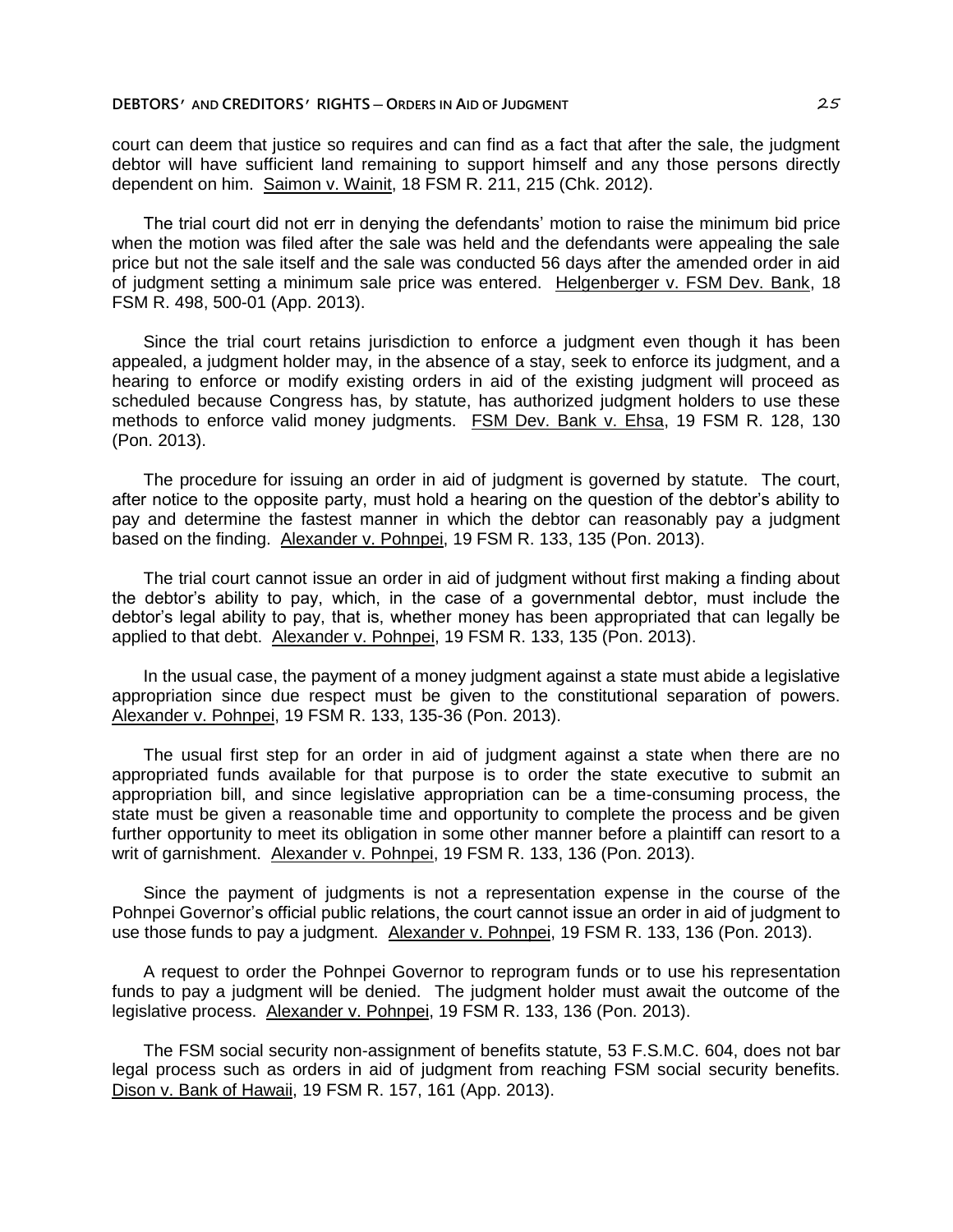court can deem that justice so requires and can find as a fact that after the sale, the judgment debtor will have sufficient land remaining to support himself and any those persons directly dependent on him. Saimon v. Wainit, 18 FSM R. 211, 215 (Chk. 2012).

The trial court did not err in denying the defendants' motion to raise the minimum bid price when the motion was filed after the sale was held and the defendants were appealing the sale price but not the sale itself and the sale was conducted 56 days after the amended order in aid of judgment setting a minimum sale price was entered. Helgenberger v. FSM Dev. Bank, 18 FSM R. 498, 500-01 (App. 2013).

Since the trial court retains jurisdiction to enforce a judgment even though it has been appealed, a judgment holder may, in the absence of a stay, seek to enforce its judgment, and a hearing to enforce or modify existing orders in aid of the existing judgment will proceed as scheduled because Congress has, by statute, has authorized judgment holders to use these methods to enforce valid money judgments. FSM Dev. Bank v. Ehsa, 19 FSM R. 128, 130 (Pon. 2013).

The procedure for issuing an order in aid of judgment is governed by statute. The court, after notice to the opposite party, must hold a hearing on the question of the debtor's ability to pay and determine the fastest manner in which the debtor can reasonably pay a judgment based on the finding. Alexander v. Pohnpei, 19 FSM R. 133, 135 (Pon. 2013).

The trial court cannot issue an order in aid of judgment without first making a finding about the debtor's ability to pay, which, in the case of a governmental debtor, must include the debtor's legal ability to pay, that is, whether money has been appropriated that can legally be applied to that debt. Alexander v. Pohnpei, 19 FSM R. 133, 135 (Pon. 2013).

In the usual case, the payment of a money judgment against a state must abide a legislative appropriation since due respect must be given to the constitutional separation of powers. Alexander v. Pohnpei, 19 FSM R. 133, 135-36 (Pon. 2013).

The usual first step for an order in aid of judgment against a state when there are no appropriated funds available for that purpose is to order the state executive to submit an appropriation bill, and since legislative appropriation can be a time-consuming process, the state must be given a reasonable time and opportunity to complete the process and be given further opportunity to meet its obligation in some other manner before a plaintiff can resort to a writ of garnishment. Alexander v. Pohnpei, 19 FSM R. 133, 136 (Pon. 2013).

Since the payment of judgments is not a representation expense in the course of the Pohnpei Governor's official public relations, the court cannot issue an order in aid of judgment to use those funds to pay a judgment. Alexander v. Pohnpei, 19 FSM R. 133, 136 (Pon. 2013).

A request to order the Pohnpei Governor to reprogram funds or to use his representation funds to pay a judgment will be denied. The judgment holder must await the outcome of the legislative process. Alexander v. Pohnpei, 19 FSM R. 133, 136 (Pon. 2013).

The FSM social security non-assignment of benefits statute, 53 F.S.M.C. 604, does not bar legal process such as orders in aid of judgment from reaching FSM social security benefits. Dison v. Bank of Hawaii, 19 FSM R. 157, 161 (App. 2013).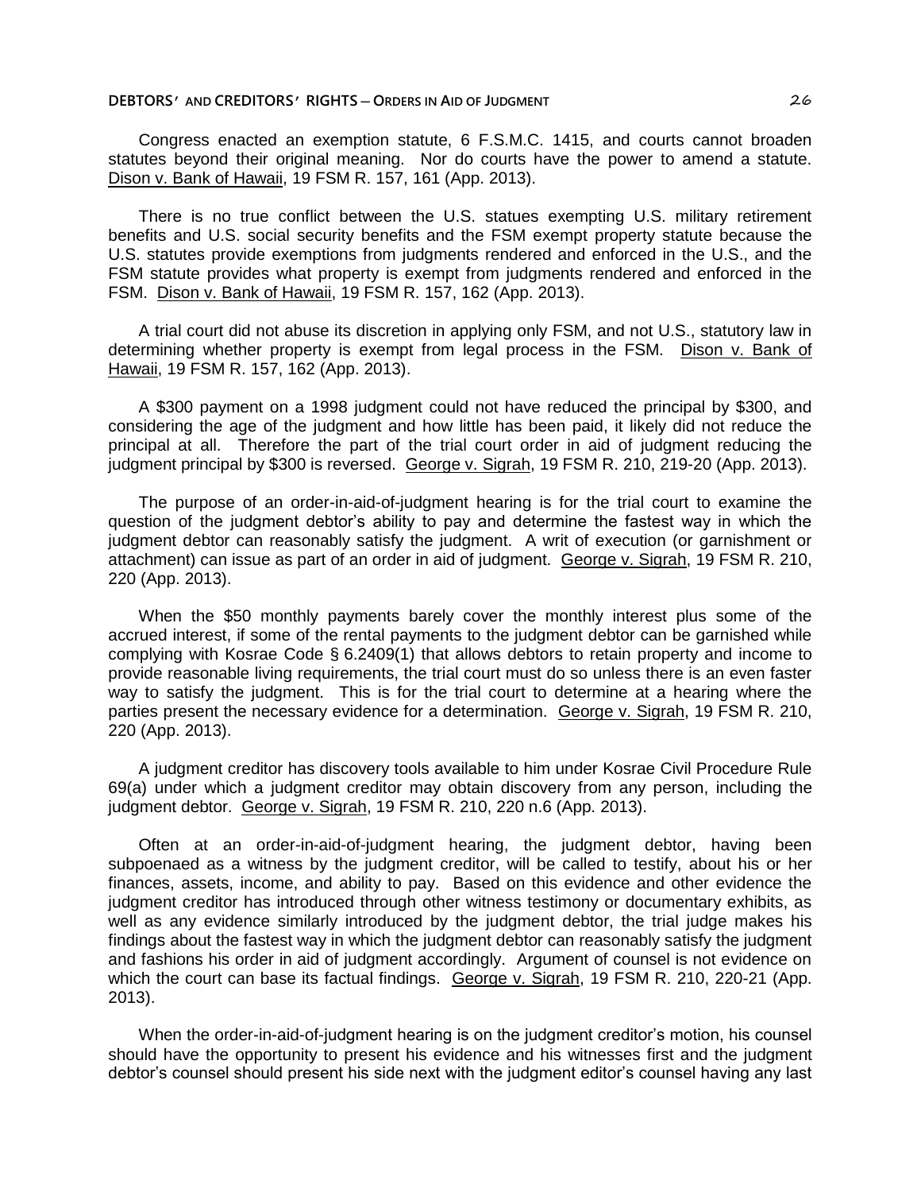Congress enacted an exemption statute, 6 F.S.M.C. 1415, and courts cannot broaden statutes beyond their original meaning. Nor do courts have the power to amend a statute. Dison v. Bank of Hawaii, 19 FSM R. 157, 161 (App. 2013).

There is no true conflict between the U.S. statues exempting U.S. military retirement benefits and U.S. social security benefits and the FSM exempt property statute because the U.S. statutes provide exemptions from judgments rendered and enforced in the U.S., and the FSM statute provides what property is exempt from judgments rendered and enforced in the FSM. Dison v. Bank of Hawaii, 19 FSM R. 157, 162 (App. 2013).

A trial court did not abuse its discretion in applying only FSM, and not U.S., statutory law in determining whether property is exempt from legal process in the FSM. Dison v. Bank of Hawaii, 19 FSM R. 157, 162 (App. 2013).

A \$300 payment on a 1998 judgment could not have reduced the principal by \$300, and considering the age of the judgment and how little has been paid, it likely did not reduce the principal at all. Therefore the part of the trial court order in aid of judgment reducing the judgment principal by \$300 is reversed. George v. Sigrah, 19 FSM R. 210, 219-20 (App. 2013).

The purpose of an order-in-aid-of-judgment hearing is for the trial court to examine the question of the judgment debtor's ability to pay and determine the fastest way in which the judgment debtor can reasonably satisfy the judgment. A writ of execution (or garnishment or attachment) can issue as part of an order in aid of judgment. George v. Sigrah, 19 FSM R. 210, 220 (App. 2013).

When the \$50 monthly payments barely cover the monthly interest plus some of the accrued interest, if some of the rental payments to the judgment debtor can be garnished while complying with Kosrae Code § 6.2409(1) that allows debtors to retain property and income to provide reasonable living requirements, the trial court must do so unless there is an even faster way to satisfy the judgment. This is for the trial court to determine at a hearing where the parties present the necessary evidence for a determination. George v. Sigrah, 19 FSM R. 210, 220 (App. 2013).

A judgment creditor has discovery tools available to him under Kosrae Civil Procedure Rule 69(a) under which a judgment creditor may obtain discovery from any person, including the judgment debtor. George v. Sigrah, 19 FSM R. 210, 220 n.6 (App. 2013).

Often at an order-in-aid-of-judgment hearing, the judgment debtor, having been subpoenaed as a witness by the judgment creditor, will be called to testify, about his or her finances, assets, income, and ability to pay. Based on this evidence and other evidence the judgment creditor has introduced through other witness testimony or documentary exhibits, as well as any evidence similarly introduced by the judgment debtor, the trial judge makes his findings about the fastest way in which the judgment debtor can reasonably satisfy the judgment and fashions his order in aid of judgment accordingly. Argument of counsel is not evidence on which the court can base its factual findings. George v. Sigrah, 19 FSM R. 210, 220-21 (App. 2013).

When the order-in-aid-of-judgment hearing is on the judgment creditor's motion, his counsel should have the opportunity to present his evidence and his witnesses first and the judgment debtor's counsel should present his side next with the judgment editor's counsel having any last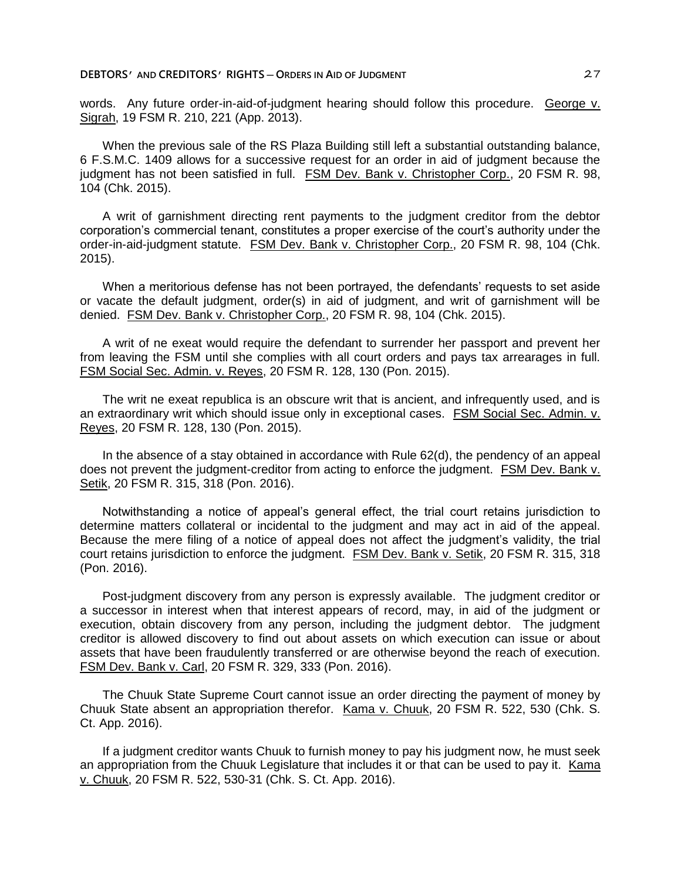words. Any future order-in-aid-of-judgment hearing should follow this procedure. George v. Sigrah, 19 FSM R. 210, 221 (App. 2013).

When the previous sale of the RS Plaza Building still left a substantial outstanding balance, 6 F.S.M.C. 1409 allows for a successive request for an order in aid of judgment because the judgment has not been satisfied in full. FSM Dev. Bank v. Christopher Corp., 20 FSM R. 98, 104 (Chk. 2015).

A writ of garnishment directing rent payments to the judgment creditor from the debtor corporation's commercial tenant, constitutes a proper exercise of the court's authority under the order-in-aid-judgment statute. FSM Dev. Bank v. Christopher Corp., 20 FSM R. 98, 104 (Chk. 2015).

When a meritorious defense has not been portrayed, the defendants' requests to set aside or vacate the default judgment, order(s) in aid of judgment, and writ of garnishment will be denied. FSM Dev. Bank v. Christopher Corp., 20 FSM R. 98, 104 (Chk. 2015).

A writ of ne exeat would require the defendant to surrender her passport and prevent her from leaving the FSM until she complies with all court orders and pays tax arrearages in full. FSM Social Sec. Admin. v. Reyes, 20 FSM R. 128, 130 (Pon. 2015).

The writ ne exeat republica is an obscure writ that is ancient, and infrequently used, and is an extraordinary writ which should issue only in exceptional cases. FSM Social Sec. Admin. v. Reyes, 20 FSM R. 128, 130 (Pon. 2015).

In the absence of a stay obtained in accordance with Rule 62(d), the pendency of an appeal does not prevent the judgment-creditor from acting to enforce the judgment. FSM Dev. Bank v. Setik, 20 FSM R. 315, 318 (Pon. 2016).

Notwithstanding a notice of appeal's general effect, the trial court retains jurisdiction to determine matters collateral or incidental to the judgment and may act in aid of the appeal. Because the mere filing of a notice of appeal does not affect the judgment's validity, the trial court retains jurisdiction to enforce the judgment. FSM Dev. Bank v. Setik, 20 FSM R. 315, 318 (Pon. 2016).

Post-judgment discovery from any person is expressly available. The judgment creditor or a successor in interest when that interest appears of record, may, in aid of the judgment or execution, obtain discovery from any person, including the judgment debtor. The judgment creditor is allowed discovery to find out about assets on which execution can issue or about assets that have been fraudulently transferred or are otherwise beyond the reach of execution. FSM Dev. Bank v. Carl, 20 FSM R. 329, 333 (Pon. 2016).

The Chuuk State Supreme Court cannot issue an order directing the payment of money by Chuuk State absent an appropriation therefor. Kama v. Chuuk, 20 FSM R. 522, 530 (Chk. S. Ct. App. 2016).

If a judgment creditor wants Chuuk to furnish money to pay his judgment now, he must seek an appropriation from the Chuuk Legislature that includes it or that can be used to pay it. Kama v. Chuuk, 20 FSM R. 522, 530-31 (Chk. S. Ct. App. 2016).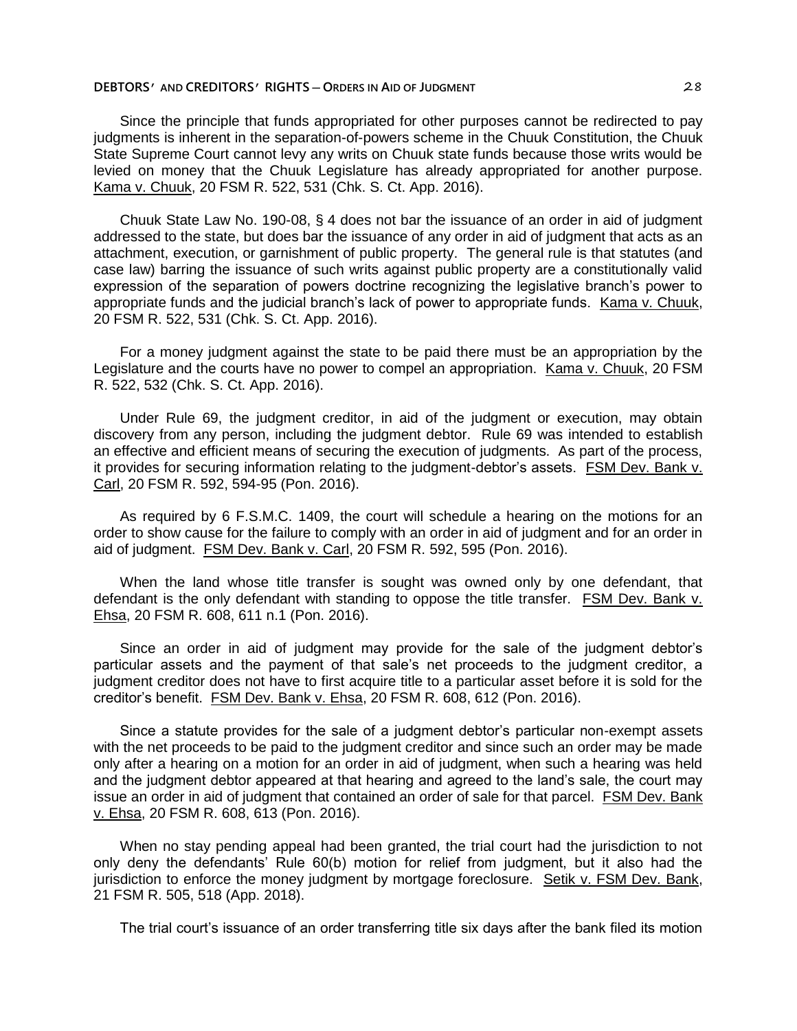Since the principle that funds appropriated for other purposes cannot be redirected to pay judgments is inherent in the separation-of-powers scheme in the Chuuk Constitution, the Chuuk State Supreme Court cannot levy any writs on Chuuk state funds because those writs would be levied on money that the Chuuk Legislature has already appropriated for another purpose. Kama v. Chuuk, 20 FSM R. 522, 531 (Chk. S. Ct. App. 2016).

Chuuk State Law No. 190-08, § 4 does not bar the issuance of an order in aid of judgment addressed to the state, but does bar the issuance of any order in aid of judgment that acts as an attachment, execution, or garnishment of public property. The general rule is that statutes (and case law) barring the issuance of such writs against public property are a constitutionally valid expression of the separation of powers doctrine recognizing the legislative branch's power to appropriate funds and the judicial branch's lack of power to appropriate funds. Kama v. Chuuk, 20 FSM R. 522, 531 (Chk. S. Ct. App. 2016).

For a money judgment against the state to be paid there must be an appropriation by the Legislature and the courts have no power to compel an appropriation. Kama v. Chuuk, 20 FSM R. 522, 532 (Chk. S. Ct. App. 2016).

Under Rule 69, the judgment creditor, in aid of the judgment or execution, may obtain discovery from any person, including the judgment debtor. Rule 69 was intended to establish an effective and efficient means of securing the execution of judgments. As part of the process, it provides for securing information relating to the judgment-debtor's assets. FSM Dev. Bank v. Carl, 20 FSM R. 592, 594-95 (Pon. 2016).

As required by 6 F.S.M.C. 1409, the court will schedule a hearing on the motions for an order to show cause for the failure to comply with an order in aid of judgment and for an order in aid of judgment. FSM Dev. Bank v. Carl, 20 FSM R. 592, 595 (Pon. 2016).

When the land whose title transfer is sought was owned only by one defendant, that defendant is the only defendant with standing to oppose the title transfer. FSM Dev. Bank v. Ehsa, 20 FSM R. 608, 611 n.1 (Pon. 2016).

Since an order in aid of judgment may provide for the sale of the judgment debtor's particular assets and the payment of that sale's net proceeds to the judgment creditor, a judgment creditor does not have to first acquire title to a particular asset before it is sold for the creditor's benefit. FSM Dev. Bank v. Ehsa, 20 FSM R. 608, 612 (Pon. 2016).

Since a statute provides for the sale of a judgment debtor's particular non-exempt assets with the net proceeds to be paid to the judgment creditor and since such an order may be made only after a hearing on a motion for an order in aid of judgment, when such a hearing was held and the judgment debtor appeared at that hearing and agreed to the land's sale, the court may issue an order in aid of judgment that contained an order of sale for that parcel. FSM Dev. Bank v. Ehsa, 20 FSM R. 608, 613 (Pon. 2016).

When no stay pending appeal had been granted, the trial court had the jurisdiction to not only deny the defendants' Rule 60(b) motion for relief from judgment, but it also had the jurisdiction to enforce the money judgment by mortgage foreclosure. Setik v. FSM Dev. Bank, 21 FSM R. 505, 518 (App. 2018).

The trial court's issuance of an order transferring title six days after the bank filed its motion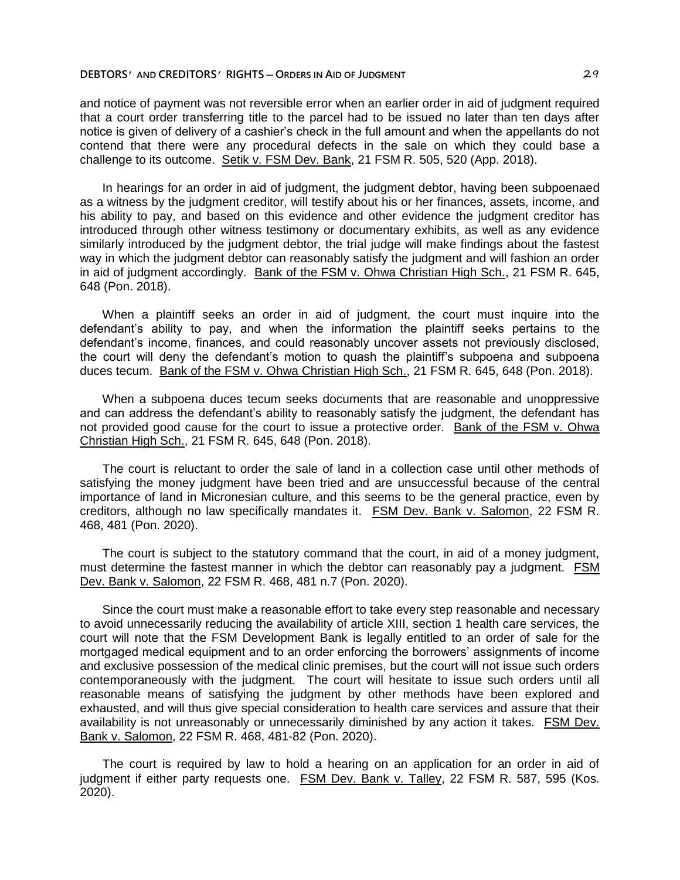and notice of payment was not reversible error when an earlier order in aid of judgment required that a court order transferring title to the parcel had to be issued no later than ten days after notice is given of delivery of a cashier's check in the full amount and when the appellants do not contend that there were any procedural defects in the sale on which they could base a challenge to its outcome. Setik v. FSM Dev. Bank, 21 FSM R. 505, 520 (App. 2018).

In hearings for an order in aid of judgment, the judgment debtor, having been subpoenaed as a witness by the judgment creditor, will testify about his or her finances, assets, income, and his ability to pay, and based on this evidence and other evidence the judgment creditor has introduced through other witness testimony or documentary exhibits, as well as any evidence similarly introduced by the judgment debtor, the trial judge will make findings about the fastest way in which the judgment debtor can reasonably satisfy the judgment and will fashion an order in aid of judgment accordingly. Bank of the FSM v. Ohwa Christian High Sch., 21 FSM R. 645, 648 (Pon. 2018).

When a plaintiff seeks an order in aid of judgment, the court must inquire into the defendant's ability to pay, and when the information the plaintiff seeks pertains to the defendant's income, finances, and could reasonably uncover assets not previously disclosed, the court will deny the defendant's motion to quash the plaintiff's subpoena and subpoena duces tecum. Bank of the FSM v. Ohwa Christian High Sch., 21 FSM R. 645, 648 (Pon. 2018).

When a subpoena duces tecum seeks documents that are reasonable and unoppressive and can address the defendant's ability to reasonably satisfy the judgment, the defendant has not provided good cause for the court to issue a protective order. Bank of the FSM v. Ohwa Christian High Sch., 21 FSM R. 645, 648 (Pon. 2018).

The court is reluctant to order the sale of land in a collection case until other methods of satisfying the money judgment have been tried and are unsuccessful because of the central importance of land in Micronesian culture, and this seems to be the general practice, even by creditors, although no law specifically mandates it. FSM Dev. Bank v. Salomon, 22 FSM R. 468, 481 (Pon. 2020).

The court is subject to the statutory command that the court, in aid of a money judgment, must determine the fastest manner in which the debtor can reasonably pay a judgment. FSM Dev. Bank v. Salomon, 22 FSM R. 468, 481 n.7 (Pon. 2020).

Since the court must make a reasonable effort to take every step reasonable and necessary to avoid unnecessarily reducing the availability of article XIII, section 1 health care services, the court will note that the FSM Development Bank is legally entitled to an order of sale for the mortgaged medical equipment and to an order enforcing the borrowers' assignments of income and exclusive possession of the medical clinic premises, but the court will not issue such orders contemporaneously with the judgment. The court will hesitate to issue such orders until all reasonable means of satisfying the judgment by other methods have been explored and exhausted, and will thus give special consideration to health care services and assure that their availability is not unreasonably or unnecessarily diminished by any action it takes. FSM Dev. Bank v. Salomon, 22 FSM R. 468, 481-82 (Pon. 2020).

The court is required by law to hold a hearing on an application for an order in aid of judgment if either party requests one. FSM Dev. Bank v. Talley, 22 FSM R. 587, 595 (Kos. 2020).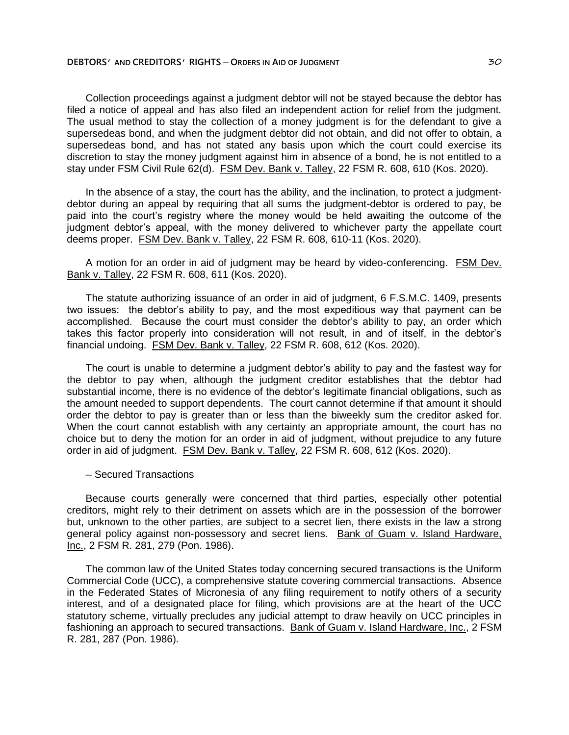Collection proceedings against a judgment debtor will not be stayed because the debtor has filed a notice of appeal and has also filed an independent action for relief from the judgment. The usual method to stay the collection of a money judgment is for the defendant to give a supersedeas bond, and when the judgment debtor did not obtain, and did not offer to obtain, a supersedeas bond, and has not stated any basis upon which the court could exercise its discretion to stay the money judgment against him in absence of a bond, he is not entitled to a stay under FSM Civil Rule 62(d). FSM Dev. Bank v. Talley, 22 FSM R. 608, 610 (Kos. 2020).

In the absence of a stay, the court has the ability, and the inclination, to protect a judgment-debtor during an appeal by requiring that all sums the judgment-debtor is ordered to pay, be paid into the court's registry where the money would be held awaiting the outcome of the judgment debtor's appeal, with the money delivered to whichever party the appellate court deems proper. FSM Dev. Bank v. Talley, 22 FSM R. 608, 610-11 (Kos. 2020).

A motion for an order in aid of judgment may be heard by video-conferencing. FSM Dev. Bank v. Talley, 22 FSM R. 608, 611 (Kos. 2020).

The statute authorizing issuance of an order in aid of judgment, 6 F.S.M.C. 1409, presents two issues: the debtor's ability to pay, and the most expeditious way that payment can be accomplished. Because the court must consider the debtor's ability to pay, an order which takes this factor properly into consideration will not result, in and of itself, in the debtor's financial undoing. FSM Dev. Bank v. Talley, 22 FSM R. 608, 612 (Kos. 2020).

The court is unable to determine a judgment debtor's ability to pay and the fastest way for the debtor to pay when, although the judgment creditor establishes that the debtor had substantial income, there is no evidence of the debtor's legitimate financial obligations, such as the amount needed to support dependents. The court cannot determine if that amount it should order the debtor to pay is greater than or less than the biweekly sum the creditor asked for. When the court cannot establish with any certainty an appropriate amount, the court has no choice but to deny the motion for an order in aid of judgment, without prejudice to any future order in aid of judgment. FSM Dev. Bank v. Talley, 22 FSM R. 608, 612 (Kos. 2020).

– Secured Transactions

Because courts generally were concerned that third parties, especially other potential creditors, might rely to their detriment on assets which are in the possession of the borrower but, unknown to the other parties, are subject to a secret lien, there exists in the law a strong general policy against non-possessory and secret liens. Bank of Guam v. Island Hardware, Inc., 2 FSM R. 281, 279 (Pon. 1986).

The common law of the United States today concerning secured transactions is the Uniform Commercial Code (UCC), a comprehensive statute covering commercial transactions. Absence in the Federated States of Micronesia of any filing requirement to notify others of a security interest, and of a designated place for filing, which provisions are at the heart of the UCC statutory scheme, virtually precludes any judicial attempt to draw heavily on UCC principles in fashioning an approach to secured transactions. Bank of Guam v. Island Hardware, Inc., 2 FSM R. 281, 287 (Pon. 1986).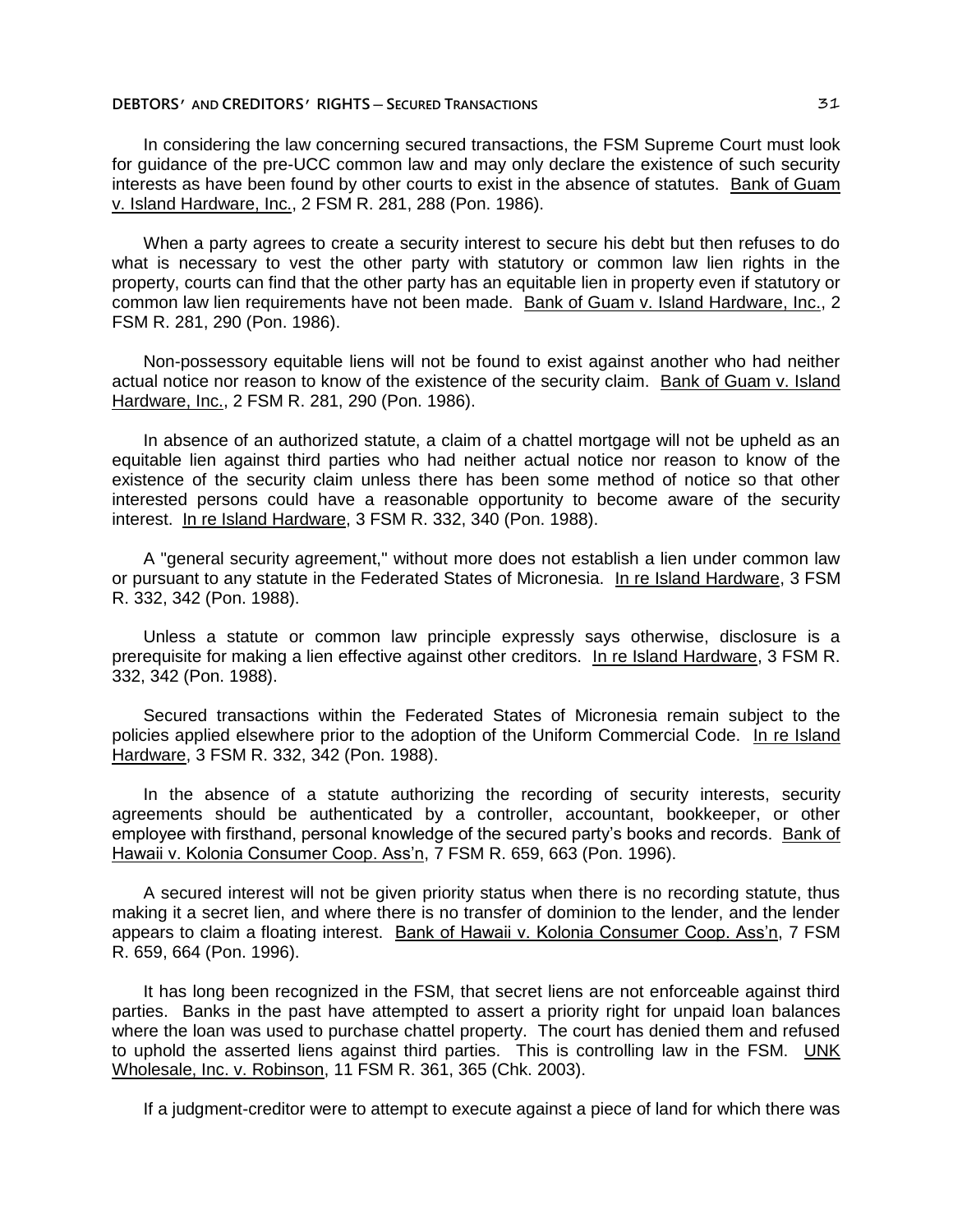In considering the law concerning secured transactions, the FSM Supreme Court must look for guidance of the pre-UCC common law and may only declare the existence of such security interests as have been found by other courts to exist in the absence of statutes. Bank of Guam v. Island Hardware, Inc., 2 FSM R. 281, 288 (Pon. 1986).

When a party agrees to create a security interest to secure his debt but then refuses to do what is necessary to vest the other party with statutory or common law lien rights in the property, courts can find that the other party has an equitable lien in property even if statutory or common law lien requirements have not been made. Bank of Guam v. Island Hardware, Inc., 2 FSM R. 281, 290 (Pon. 1986).

Non-possessory equitable liens will not be found to exist against another who had neither actual notice nor reason to know of the existence of the security claim. Bank of Guam v. Island Hardware, Inc., 2 FSM R. 281, 290 (Pon. 1986).

In absence of an authorized statute, a claim of a chattel mortgage will not be upheld as an equitable lien against third parties who had neither actual notice nor reason to know of the existence of the security claim unless there has been some method of notice so that other interested persons could have a reasonable opportunity to become aware of the security interest. In re Island Hardware, 3 FSM R. 332, 340 (Pon. 1988).

A "general security agreement," without more does not establish a lien under common law or pursuant to any statute in the Federated States of Micronesia. In re Island Hardware, 3 FSM R. 332, 342 (Pon. 1988).

Unless a statute or common law principle expressly says otherwise, disclosure is a prerequisite for making a lien effective against other creditors. In re Island Hardware, 3 FSM R. 332, 342 (Pon. 1988).

Secured transactions within the Federated States of Micronesia remain subject to the policies applied elsewhere prior to the adoption of the Uniform Commercial Code. In re Island Hardware, 3 FSM R. 332, 342 (Pon. 1988).

In the absence of a statute authorizing the recording of security interests, security agreements should be authenticated by a controller, accountant, bookkeeper, or other employee with firsthand, personal knowledge of the secured party's books and records. Bank of Hawaii v. Kolonia Consumer Coop. Ass'n, 7 FSM R. 659, 663 (Pon. 1996).

A secured interest will not be given priority status when there is no recording statute, thus making it a secret lien, and where there is no transfer of dominion to the lender, and the lender appears to claim a floating interest. Bank of Hawaii v. Kolonia Consumer Coop. Ass'n, 7 FSM R. 659, 664 (Pon. 1996).

It has long been recognized in the FSM, that secret liens are not enforceable against third parties. Banks in the past have attempted to assert a priority right for unpaid loan balances where the loan was used to purchase chattel property. The court has denied them and refused to uphold the asserted liens against third parties. This is controlling law in the FSM. UNK Wholesale, Inc. v. Robinson, 11 FSM R. 361, 365 (Chk. 2003).

If a judgment-creditor were to attempt to execute against a piece of land for which there was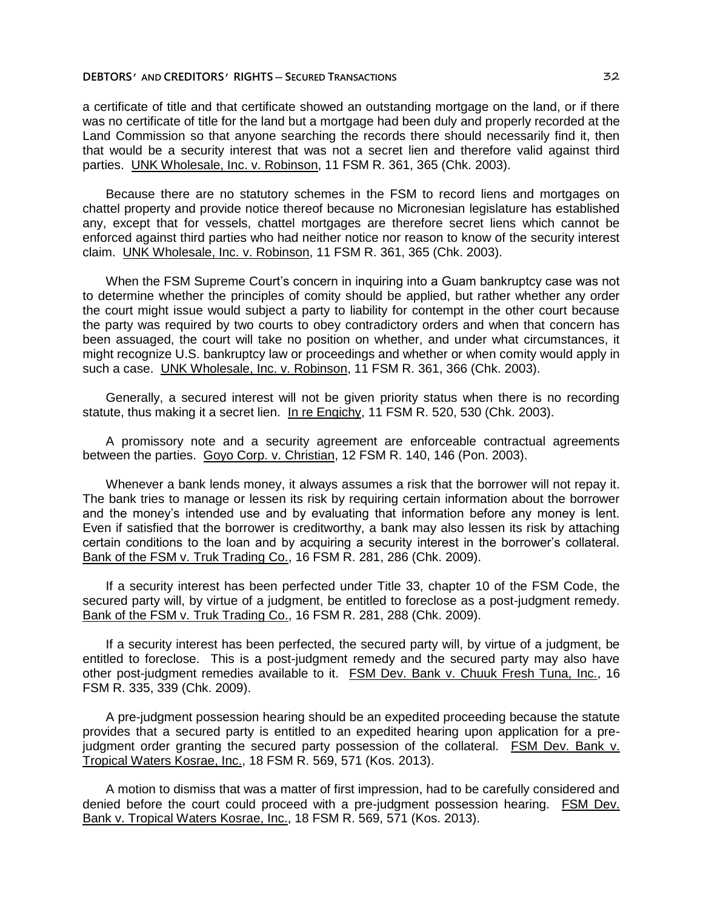a certificate of title and that certificate showed an outstanding mortgage on the land, or if there was no certificate of title for the land but a mortgage had been duly and properly recorded at the Land Commission so that anyone searching the records there should necessarily find it, then that would be a security interest that was not a secret lien and therefore valid against third parties. UNK Wholesale, Inc. v. Robinson, 11 FSM R. 361, 365 (Chk. 2003).

Because there are no statutory schemes in the FSM to record liens and mortgages on chattel property and provide notice thereof because no Micronesian legislature has established any, except that for vessels, chattel mortgages are therefore secret liens which cannot be enforced against third parties who had neither notice nor reason to know of the security interest claim. UNK Wholesale, Inc. v. Robinson, 11 FSM R. 361, 365 (Chk. 2003).

When the FSM Supreme Court's concern in inquiring into a Guam bankruptcy case was not to determine whether the principles of comity should be applied, but rather whether any order the court might issue would subject a party to liability for contempt in the other court because the party was required by two courts to obey contradictory orders and when that concern has been assuaged, the court will take no position on whether, and under what circumstances, it might recognize U.S. bankruptcy law or proceedings and whether or when comity would apply in such a case. UNK Wholesale, Inc. v. Robinson, 11 FSM R. 361, 366 (Chk. 2003).

Generally, a secured interest will not be given priority status when there is no recording statute, thus making it a secret lien. In re Engichy, 11 FSM R. 520, 530 (Chk. 2003).

A promissory note and a security agreement are enforceable contractual agreements between the parties. Goyo Corp. v. Christian, 12 FSM R. 140, 146 (Pon. 2003).

Whenever a bank lends money, it always assumes a risk that the borrower will not repay it. The bank tries to manage or lessen its risk by requiring certain information about the borrower and the money's intended use and by evaluating that information before any money is lent. Even if satisfied that the borrower is creditworthy, a bank may also lessen its risk by attaching certain conditions to the loan and by acquiring a security interest in the borrower's collateral. Bank of the FSM v. Truk Trading Co., 16 FSM R. 281, 286 (Chk. 2009).

If a security interest has been perfected under Title 33, chapter 10 of the FSM Code, the secured party will, by virtue of a judgment, be entitled to foreclose as a post-judgment remedy. Bank of the FSM v. Truk Trading Co., 16 FSM R. 281, 288 (Chk. 2009).

If a security interest has been perfected, the secured party will, by virtue of a judgment, be entitled to foreclose. This is a post-judgment remedy and the secured party may also have other post-judgment remedies available to it. FSM Dev. Bank v. Chuuk Fresh Tuna, Inc., 16 FSM R. 335, 339 (Chk. 2009).

A pre-judgment possession hearing should be an expedited proceeding because the statute provides that a secured party is entitled to an expedited hearing upon application for a pre-judgment order granting the secured party possession of the collateral. FSM Dev. Bank v. Tropical Waters Kosrae, Inc., 18 FSM R. 569, 571 (Kos. 2013).

A motion to dismiss that was a matter of first impression, had to be carefully considered and denied before the court could proceed with a pre-judgment possession hearing. FSM Dev. Bank v. Tropical Waters Kosrae, Inc., 18 FSM R. 569, 571 (Kos. 2013).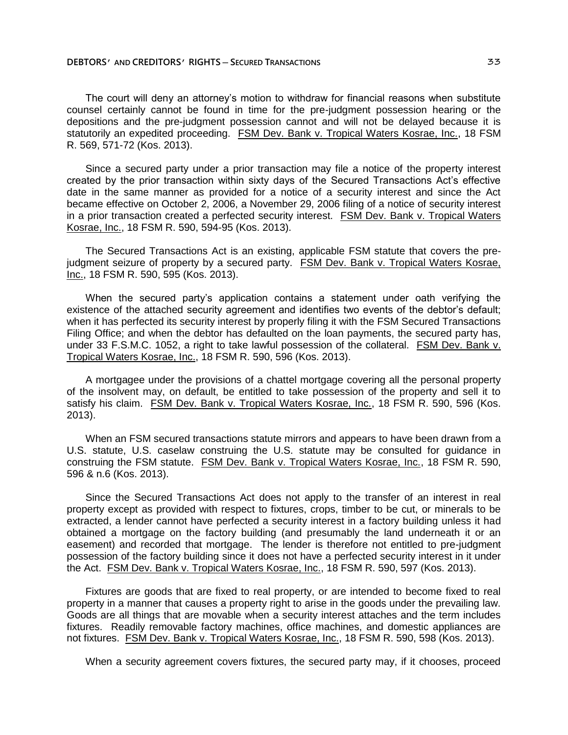The court will deny an attorney's motion to withdraw for financial reasons when substitute counsel certainly cannot be found in time for the pre-judgment possession hearing or the depositions and the pre-judgment possession cannot and will not be delayed because it is statutorily an expedited proceeding. FSM Dev. Bank v. Tropical Waters Kosrae, Inc., 18 FSM R. 569, 571-72 (Kos. 2013).

Since a secured party under a prior transaction may file a notice of the property interest created by the prior transaction within sixty days of the Secured Transactions Act's effective date in the same manner as provided for a notice of a security interest and since the Act became effective on October 2, 2006, a November 29, 2006 filing of a notice of security interest in a prior transaction created a perfected security interest. FSM Dev. Bank v. Tropical Waters Kosrae, Inc., 18 FSM R. 590, 594-95 (Kos. 2013).

The Secured Transactions Act is an existing, applicable FSM statute that covers the pre-judgment seizure of property by a secured party. FSM Dev. Bank v. Tropical Waters Kosrae, Inc., 18 FSM R. 590, 595 (Kos. 2013).

When the secured party's application contains a statement under oath verifying the existence of the attached security agreement and identifies two events of the debtor's default; when it has perfected its security interest by properly filing it with the FSM Secured Transactions Filing Office; and when the debtor has defaulted on the loan payments, the secured party has, under 33 F.S.M.C. 1052, a right to take lawful possession of the collateral. FSM Dev. Bank v. Tropical Waters Kosrae, Inc., 18 FSM R. 590, 596 (Kos. 2013).

A mortgagee under the provisions of a chattel mortgage covering all the personal property of the insolvent may, on default, be entitled to take possession of the property and sell it to satisfy his claim. FSM Dev. Bank v. Tropical Waters Kosrae, Inc., 18 FSM R. 590, 596 (Kos. 2013).

When an FSM secured transactions statute mirrors and appears to have been drawn from a U.S. statute, U.S. caselaw construing the U.S. statute may be consulted for guidance in construing the FSM statute. FSM Dev. Bank v. Tropical Waters Kosrae, Inc., 18 FSM R. 590, 596 & n.6 (Kos. 2013).

Since the Secured Transactions Act does not apply to the transfer of an interest in real property except as provided with respect to fixtures, crops, timber to be cut, or minerals to be extracted, a lender cannot have perfected a security interest in a factory building unless it had obtained a mortgage on the factory building (and presumably the land underneath it or an easement) and recorded that mortgage. The lender is therefore not entitled to pre-judgment possession of the factory building since it does not have a perfected security interest in it under the Act. FSM Dev. Bank v. Tropical Waters Kosrae, Inc., 18 FSM R. 590, 597 (Kos. 2013).

Fixtures are goods that are fixed to real property, or are intended to become fixed to real property in a manner that causes a property right to arise in the goods under the prevailing law. Goods are all things that are movable when a security interest attaches and the term includes fixtures. Readily removable factory machines, office machines, and domestic appliances are not fixtures. FSM Dev. Bank v. Tropical Waters Kosrae, Inc., 18 FSM R. 590, 598 (Kos. 2013).

When a security agreement covers fixtures, the secured party may, if it chooses, proceed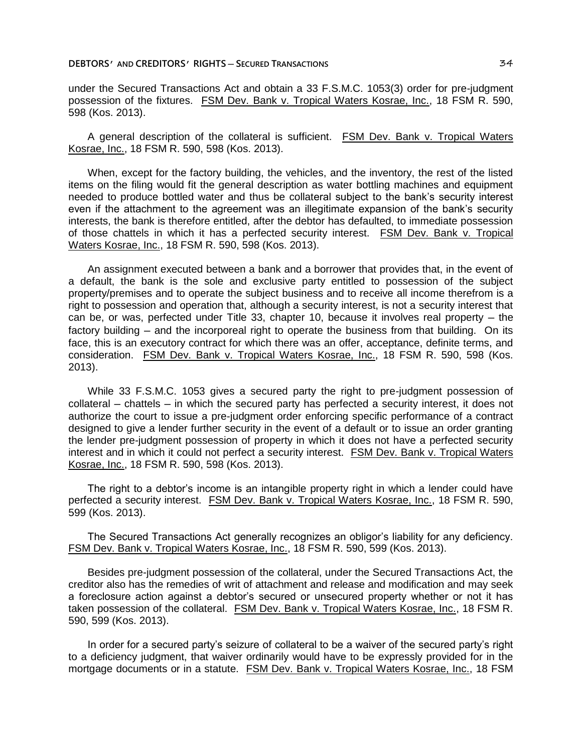under the Secured Transactions Act and obtain a 33 F.S.M.C. 1053(3) order for pre-judgment possession of the fixtures. FSM Dev. Bank v. Tropical Waters Kosrae, Inc., 18 FSM R. 590, 598 (Kos. 2013).

A general description of the collateral is sufficient. FSM Dev. Bank v. Tropical Waters Kosrae, Inc., 18 FSM R. 590, 598 (Kos. 2013).

When, except for the factory building, the vehicles, and the inventory, the rest of the listed items on the filing would fit the general description as water bottling machines and equipment needed to produce bottled water and thus be collateral subject to the bank's security interest even if the attachment to the agreement was an illegitimate expansion of the bank's security interests, the bank is therefore entitled, after the debtor has defaulted, to immediate possession of those chattels in which it has a perfected security interest. FSM Dev. Bank v. Tropical Waters Kosrae, Inc., 18 FSM R. 590, 598 (Kos. 2013).

An assignment executed between a bank and a borrower that provides that, in the event of a default, the bank is the sole and exclusive party entitled to possession of the subject property/premises and to operate the subject business and to receive all income therefrom is a right to possession and operation that, although a security interest, is not a security interest that can be, or was, perfected under Title 33, chapter 10, because it involves real property – the factory building – and the incorporeal right to operate the business from that building. On its face, this is an executory contract for which there was an offer, acceptance, definite terms, and consideration. FSM Dev. Bank v. Tropical Waters Kosrae, Inc., 18 FSM R. 590, 598 (Kos. 2013).

While 33 F.S.M.C. 1053 gives a secured party the right to pre-judgment possession of collateral – chattels – in which the secured party has perfected a security interest, it does not authorize the court to issue a pre-judgment order enforcing specific performance of a contract designed to give a lender further security in the event of a default or to issue an order granting the lender pre-judgment possession of property in which it does not have a perfected security interest and in which it could not perfect a security interest. FSM Dev. Bank v. Tropical Waters Kosrae, Inc., 18 FSM R. 590, 598 (Kos. 2013).

The right to a debtor's income is an intangible property right in which a lender could have perfected a security interest. FSM Dev. Bank v. Tropical Waters Kosrae, Inc., 18 FSM R. 590, 599 (Kos. 2013).

The Secured Transactions Act generally recognizes an obligor's liability for any deficiency. FSM Dev. Bank v. Tropical Waters Kosrae, Inc., 18 FSM R. 590, 599 (Kos. 2013).

Besides pre-judgment possession of the collateral, under the Secured Transactions Act, the creditor also has the remedies of writ of attachment and release and modification and may seek a foreclosure action against a debtor's secured or unsecured property whether or not it has taken possession of the collateral. FSM Dev. Bank v. Tropical Waters Kosrae, Inc., 18 FSM R. 590, 599 (Kos. 2013).

In order for a secured party's seizure of collateral to be a waiver of the secured party's right to a deficiency judgment, that waiver ordinarily would have to be expressly provided for in the mortgage documents or in a statute. FSM Dev. Bank v. Tropical Waters Kosrae, Inc., 18 FSM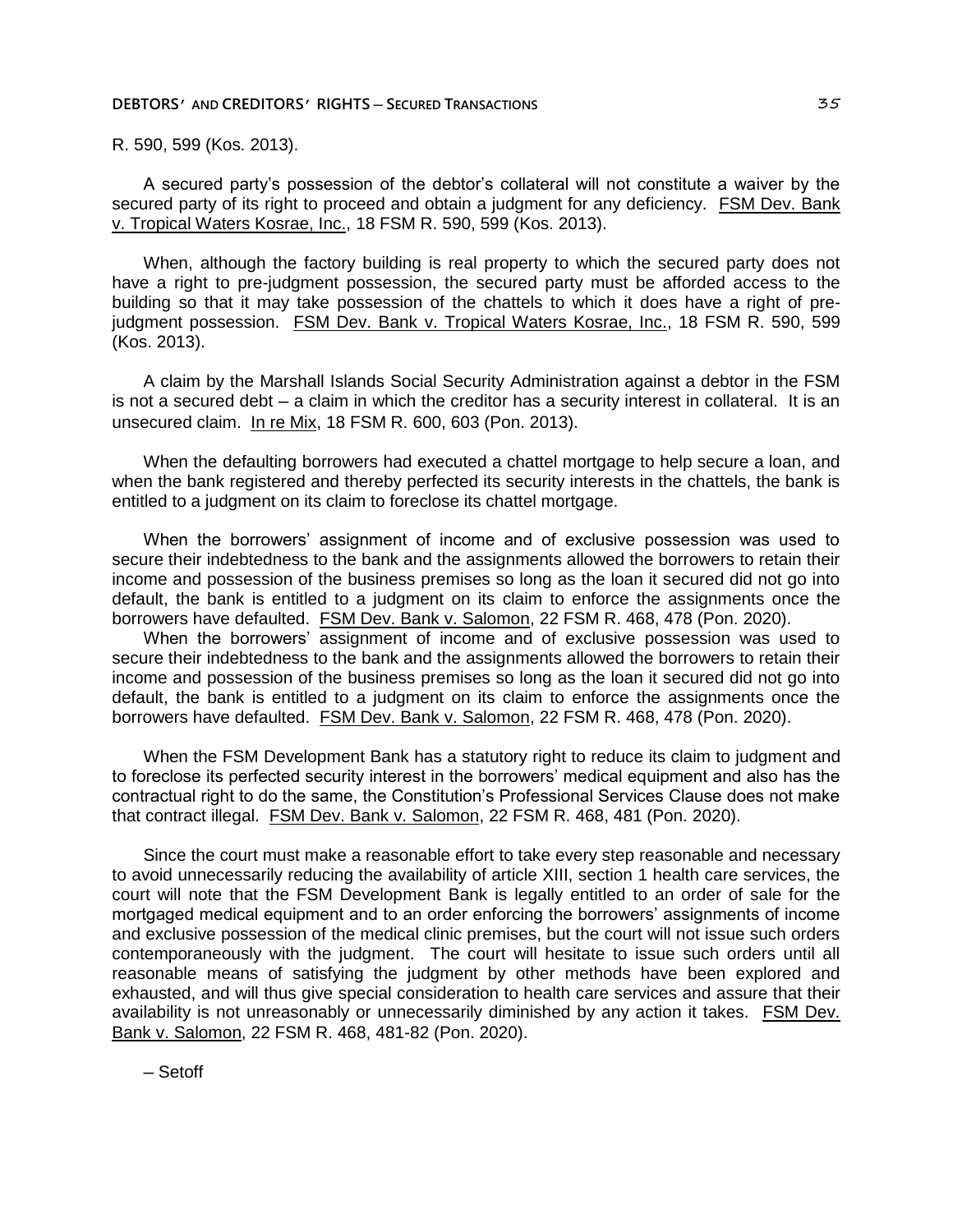R. 590, 599 (Kos. 2013).

A secured party's possession of the debtor's collateral will not constitute a waiver by the secured party of its right to proceed and obtain a judgment for any deficiency. FSM Dev. Bank v. Tropical Waters Kosrae, Inc., 18 FSM R. 590, 599 (Kos. 2013).

When, although the factory building is real property to which the secured party does not have a right to pre-judgment possession, the secured party must be afforded access to the building so that it may take possession of the chattels to which it does have a right of pre-judgment possession. FSM Dev. Bank v. Tropical Waters Kosrae, Inc., 18 FSM R. 590, 599 (Kos. 2013).

A claim by the Marshall Islands Social Security Administration against a debtor in the FSM is not a secured debt – a claim in which the creditor has a security interest in collateral. It is an unsecured claim. In re Mix, 18 FSM R. 600, 603 (Pon. 2013).

When the defaulting borrowers had executed a chattel mortgage to help secure a loan, and when the bank registered and thereby perfected its security interests in the chattels, the bank is entitled to a judgment on its claim to foreclose its chattel mortgage.

When the borrowers' assignment of income and of exclusive possession was used to secure their indebtedness to the bank and the assignments allowed the borrowers to retain their income and possession of the business premises so long as the loan it secured did not go into default, the bank is entitled to a judgment on its claim to enforce the assignments once the borrowers have defaulted. FSM Dev. Bank v. Salomon, 22 FSM R. 468, 478 (Pon. 2020).

When the borrowers' assignment of income and of exclusive possession was used to secure their indebtedness to the bank and the assignments allowed the borrowers to retain their income and possession of the business premises so long as the loan it secured did not go into default, the bank is entitled to a judgment on its claim to enforce the assignments once the borrowers have defaulted. FSM Dev. Bank v. Salomon, 22 FSM R. 468, 478 (Pon. 2020).

When the FSM Development Bank has a statutory right to reduce its claim to judgment and to foreclose its perfected security interest in the borrowers' medical equipment and also has the contractual right to do the same, the Constitution's Professional Services Clause does not make that contract illegal. FSM Dev. Bank v. Salomon, 22 FSM R. 468, 481 (Pon. 2020).

Since the court must make a reasonable effort to take every step reasonable and necessary to avoid unnecessarily reducing the availability of article XIII, section 1 health care services, the court will note that the FSM Development Bank is legally entitled to an order of sale for the mortgaged medical equipment and to an order enforcing the borrowers' assignments of income and exclusive possession of the medical clinic premises, but the court will not issue such orders contemporaneously with the judgment. The court will hesitate to issue such orders until all reasonable means of satisfying the judgment by other methods have been explored and exhausted, and will thus give special consideration to health care services and assure that their availability is not unreasonably or unnecessarily diminished by any action it takes. FSM Dev. Bank v. Salomon, 22 FSM R. 468, 481-82 (Pon. 2020).

– Setoff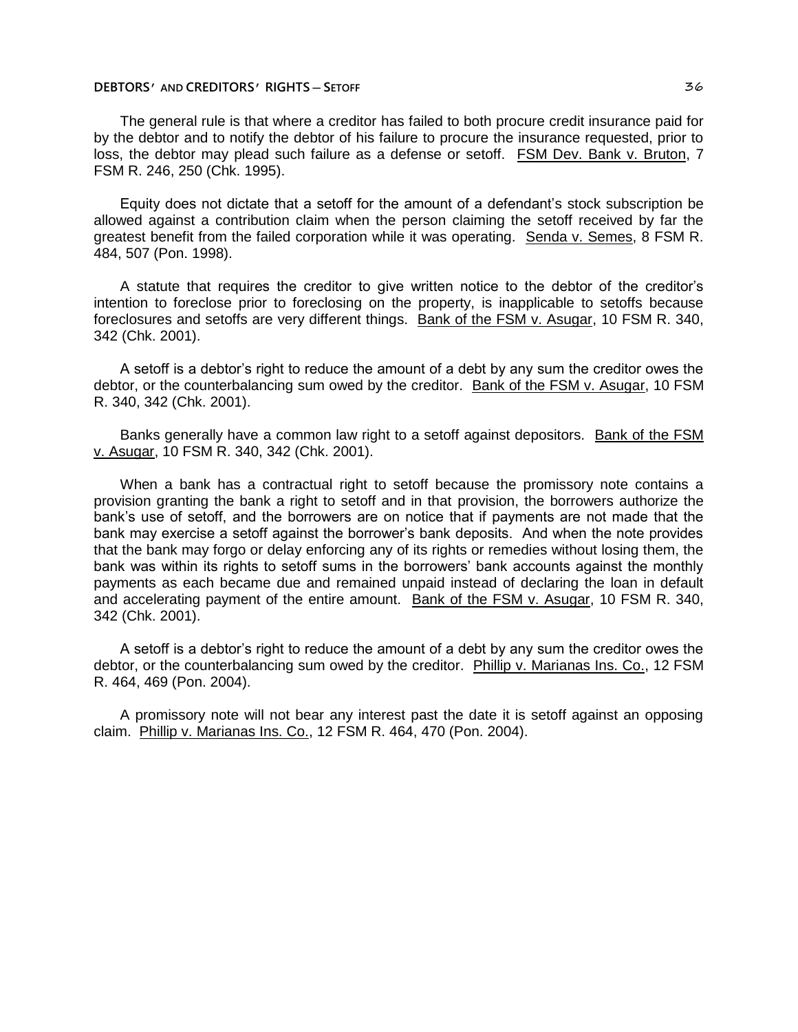The general rule is that where a creditor has failed to both procure credit insurance paid for by the debtor and to notify the debtor of his failure to procure the insurance requested, prior to loss, the debtor may plead such failure as a defense or setoff. FSM Dev. Bank v. Bruton, 7 FSM R. 246, 250 (Chk. 1995).

Equity does not dictate that a setoff for the amount of a defendant's stock subscription be allowed against a contribution claim when the person claiming the setoff received by far the greatest benefit from the failed corporation while it was operating. Senda v. Semes, 8 FSM R. 484, 507 (Pon. 1998).

A statute that requires the creditor to give written notice to the debtor of the creditor's intention to foreclose prior to foreclosing on the property, is inapplicable to setoffs because foreclosures and setoffs are very different things. Bank of the FSM v. Asugar, 10 FSM R. 340, 342 (Chk. 2001).

A setoff is a debtor's right to reduce the amount of a debt by any sum the creditor owes the debtor, or the counterbalancing sum owed by the creditor. Bank of the FSM v. Asugar, 10 FSM R. 340, 342 (Chk. 2001).

Banks generally have a common law right to a setoff against depositors. Bank of the FSM v. Asugar, 10 FSM R. 340, 342 (Chk. 2001).

When a bank has a contractual right to setoff because the promissory note contains a provision granting the bank a right to setoff and in that provision, the borrowers authorize the bank's use of setoff, and the borrowers are on notice that if payments are not made that the bank may exercise a setoff against the borrower's bank deposits. And when the note provides that the bank may forgo or delay enforcing any of its rights or remedies without losing them, the bank was within its rights to setoff sums in the borrowers' bank accounts against the monthly payments as each became due and remained unpaid instead of declaring the loan in default and accelerating payment of the entire amount. Bank of the FSM v. Asugar, 10 FSM R. 340, 342 (Chk. 2001).

A setoff is a debtor's right to reduce the amount of a debt by any sum the creditor owes the debtor, or the counterbalancing sum owed by the creditor. Phillip v. Marianas Ins. Co., 12 FSM R. 464, 469 (Pon. 2004).

A promissory note will not bear any interest past the date it is setoff against an opposing claim. Phillip v. Marianas Ins. Co., 12 FSM R. 464, 470 (Pon. 2004).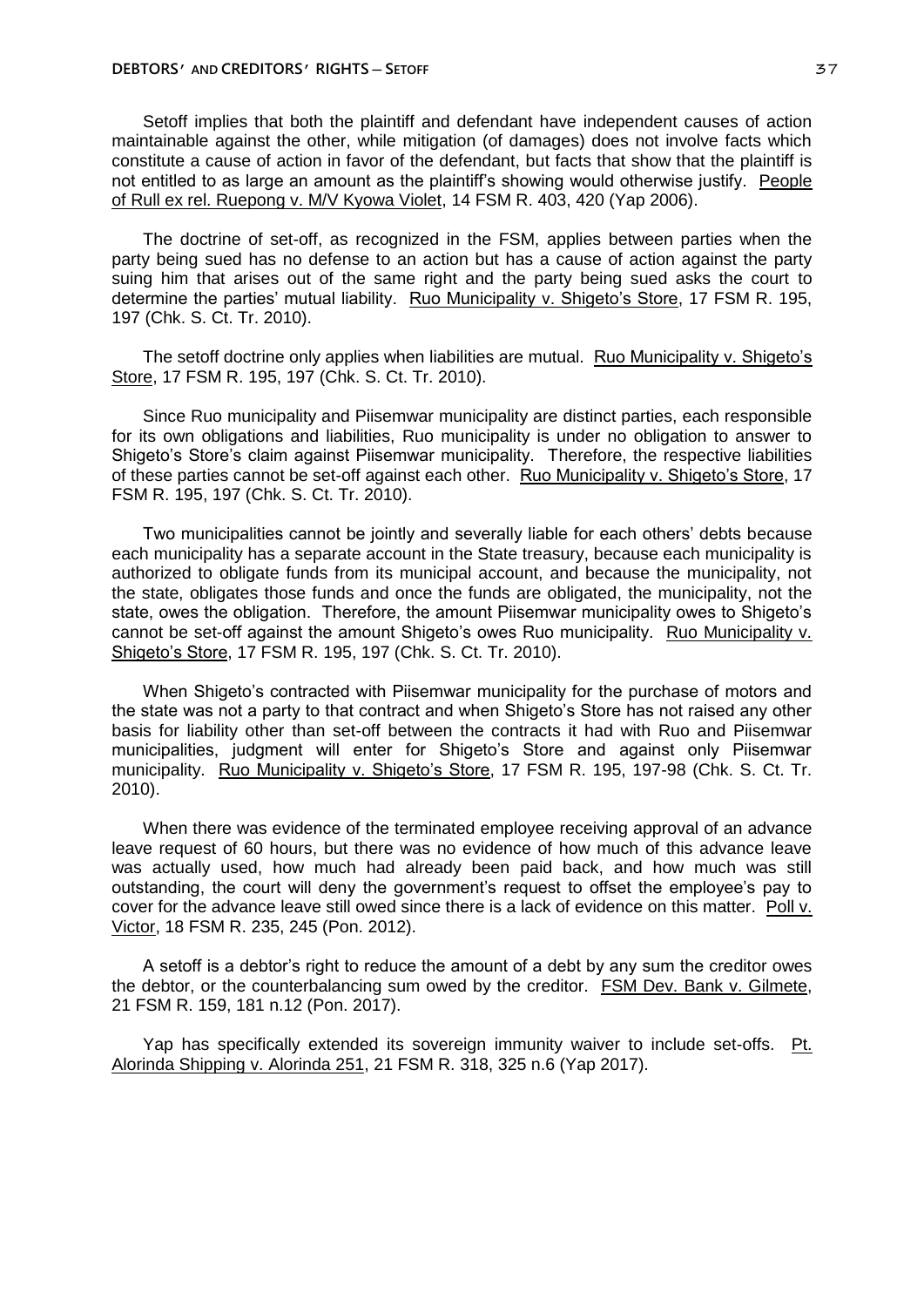Setoff implies that both the plaintiff and defendant have independent causes of action maintainable against the other, while mitigation (of damages) does not involve facts which constitute a cause of action in favor of the defendant, but facts that show that the plaintiff is not entitled to as large an amount as the plaintiff's showing would otherwise justify. People of Rull ex rel. Ruepong v. M/V Kyowa Violet, 14 FSM R. 403, 420 (Yap 2006).

The doctrine of set-off, as recognized in the FSM, applies between parties when the party being sued has no defense to an action but has a cause of action against the party suing him that arises out of the same right and the party being sued asks the court to determine the parties' mutual liability. Ruo Municipality v. Shigeto's Store, 17 FSM R. 195, 197 (Chk. S. Ct. Tr. 2010).

The setoff doctrine only applies when liabilities are mutual. Ruo Municipality v. Shigeto's Store, 17 FSM R. 195, 197 (Chk. S. Ct. Tr. 2010).

Since Ruo municipality and Piisemwar municipality are distinct parties, each responsible for its own obligations and liabilities, Ruo municipality is under no obligation to answer to Shigeto's Store's claim against Piisemwar municipality. Therefore, the respective liabilities of these parties cannot be set-off against each other. Ruo Municipality v. Shigeto's Store, 17 FSM R. 195, 197 (Chk. S. Ct. Tr. 2010).

Two municipalities cannot be jointly and severally liable for each others' debts because each municipality has a separate account in the State treasury, because each municipality is authorized to obligate funds from its municipal account, and because the municipality, not the state, obligates those funds and once the funds are obligated, the municipality, not the state, owes the obligation. Therefore, the amount Piisemwar municipality owes to Shigeto's cannot be set-off against the amount Shigeto's owes Ruo municipality. Ruo Municipality v. Shigeto's Store, 17 FSM R. 195, 197 (Chk. S. Ct. Tr. 2010).

When Shigeto's contracted with Piisemwar municipality for the purchase of motors and the state was not a party to that contract and when Shigeto's Store has not raised any other basis for liability other than set-off between the contracts it had with Ruo and Piisemwar municipalities, judgment will enter for Shigeto's Store and against only Piisemwar municipality. Ruo Municipality v. Shigeto's Store, 17 FSM R. 195, 197-98 (Chk. S. Ct. Tr. 2010).

When there was evidence of the terminated employee receiving approval of an advance leave request of 60 hours, but there was no evidence of how much of this advance leave was actually used, how much had already been paid back, and how much was still outstanding, the court will deny the government's request to offset the employee's pay to cover for the advance leave still owed since there is a lack of evidence on this matter. Poll v. Victor, 18 FSM R. 235, 245 (Pon. 2012).

A setoff is a debtor's right to reduce the amount of a debt by any sum the creditor owes the debtor, or the counterbalancing sum owed by the creditor. FSM Dev. Bank v. Gilmete, 21 FSM R. 159, 181 n.12 (Pon. 2017).

Yap has specifically extended its sovereign immunity waiver to include set-offs. Pt. Alorinda Shipping v. Alorinda 251, 21 FSM R. 318, 325 n.6 (Yap 2017).